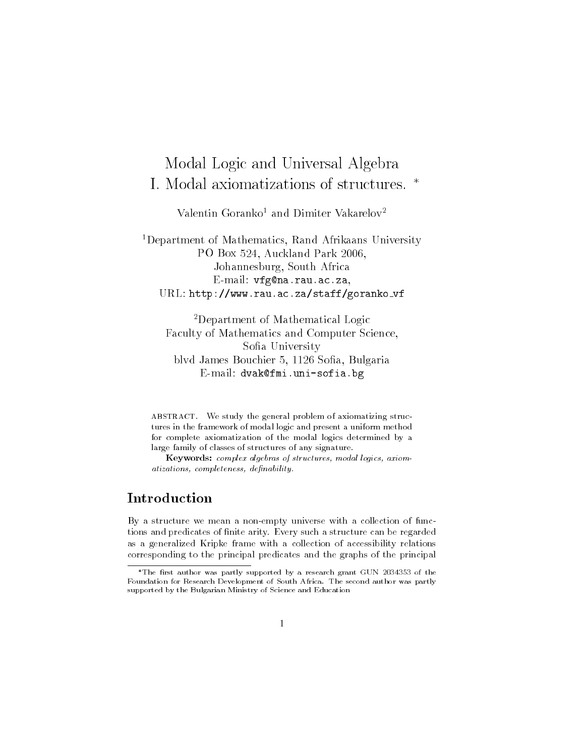# Modal Logic and Universal Algebra
# I. Modal axiomatizations of structures. *

Valentin Goranko[1] and Dimiter Vakarelov[2]

[1]Department of Mathematics, Rand Afrikaans University
PO Box 524, Auckland Park 2006,
Johannesburg, South Africa
E-mail: vfg@na.rau.ac.za,
URL: http://www.rau.ac.za/staff/goranko_vf

[2]Department of Mathematical Logic
Faculty of Mathematics and Computer Science,
Sofia University
blvd James Bouchier 5, 1126 Sofia, Bulgaria
E-mail: dvak@fmi.uni-sofia.bg

ABSTRACT. We study the general problem of axiomatizing structures in the framework of modal logic and present a uniform method for complete axiomatization of the modal logics determined by a large family of classes of structures of any signature.

**Keywords:** *complex algebras of structures, modal logics, axiomatizations, completeness, definability.*

## Introduction

By a structure we mean a non-empty universe with a collection of functions and predicates of finite arity. Every such a structure can be regarded as a generalized Kripke frame with a collection of accessibility relations corresponding to the principal predicates and the graphs of the principal

---

*The first author was partly supported by a research grant GUN 2034353 of the Foundation for Research Development of South Africa. The second author was partly supported by the Bulgarian Ministry of Science and Education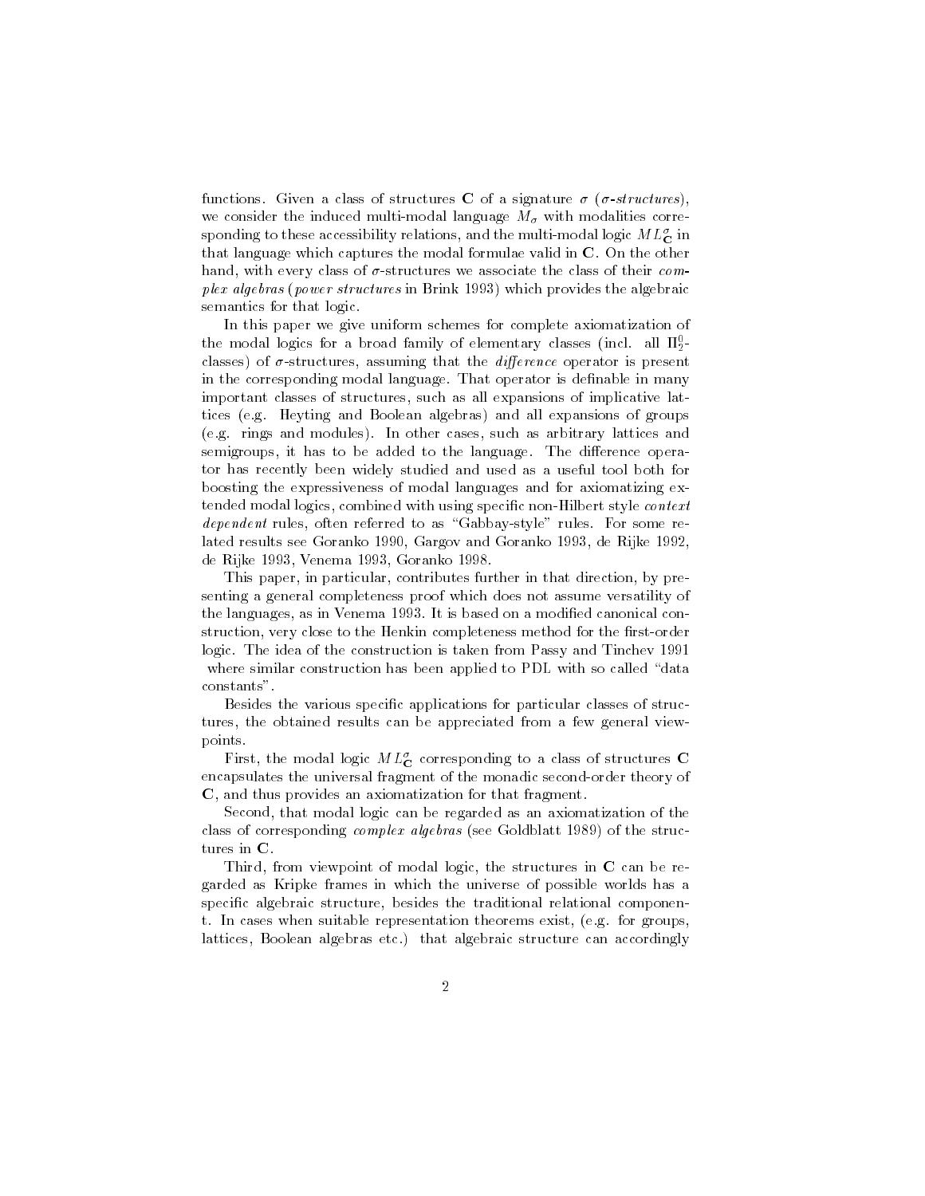functions. Given a class of structures **C** of a signature $\sigma$ (*$\sigma$-structures*), we consider the induced multi-modal language $M_\sigma$ with modalities corresponding to these accessibility relations, and the multi-modal logic $ML^\sigma_{\mathbf{C}}$ in that language which captures the modal formulae valid in **C**. On the other hand, with every class of $\sigma$-structures we associate the class of their *complex algebras* (*power structures* in Brink 1993) which provides the algebraic semantics for that logic.

In this paper we give uniform schemes for complete axiomatization of the modal logics for a broad family of elementary classes (incl. all $\Pi^0_2$-classes) of $\sigma$-structures, assuming that the *difference* operator is present in the corresponding modal language. That operator is definable in many important classes of structures, such as all expansions of implicative lattices (e.g. Heyting and Boolean algebras) and all expansions of groups (e.g. rings and modules). In other cases, such as arbitrary lattices and semigroups, it has to be added to the language. The difference operator has recently been widely studied and used as a useful tool both for boosting the expressiveness of modal languages and for axiomatizing extended modal logics, combined with using specific non-Hilbert style *context dependent* rules, often referred to as "Gabbay-style" rules. For some related results see Goranko 1990, Gargov and Goranko 1993, de Rijke 1992, de Rijke 1993, Venema 1993, Goranko 1998.

This paper, in particular, contributes further in that direction, by presenting a general completeness proof which does not assume versatility of the languages, as in Venema 1993. It is based on a modified canonical construction, very close to the Henkin completeness method for the first-order logic. The idea of the construction is taken from Passy and Tinchev 1991 where similar construction has been applied to PDL with so called "data constants".

Besides the various specific applications for particular classes of structures, the obtained results can be appreciated from a few general viewpoints.

First, the modal logic $ML^\sigma_{\mathbf{C}}$ corresponding to a class of structures **C** encapsulates the universal fragment of the monadic second-order theory of **C**, and thus provides an axiomatization for that fragment.

Second, that modal logic can be regarded as an axiomatization of the class of corresponding *complex algebras* (see Goldblatt 1989) of the structures in **C**.

Third, from viewpoint of modal logic, the structures in **C** can be regarded as Kripke frames in which the universe of possible worlds has a specific algebraic structure, besides the traditional relational component. In cases when suitable representation theorems exist, (e.g. for groups, lattices, Boolean algebras etc.) that algebraic structure can accordingly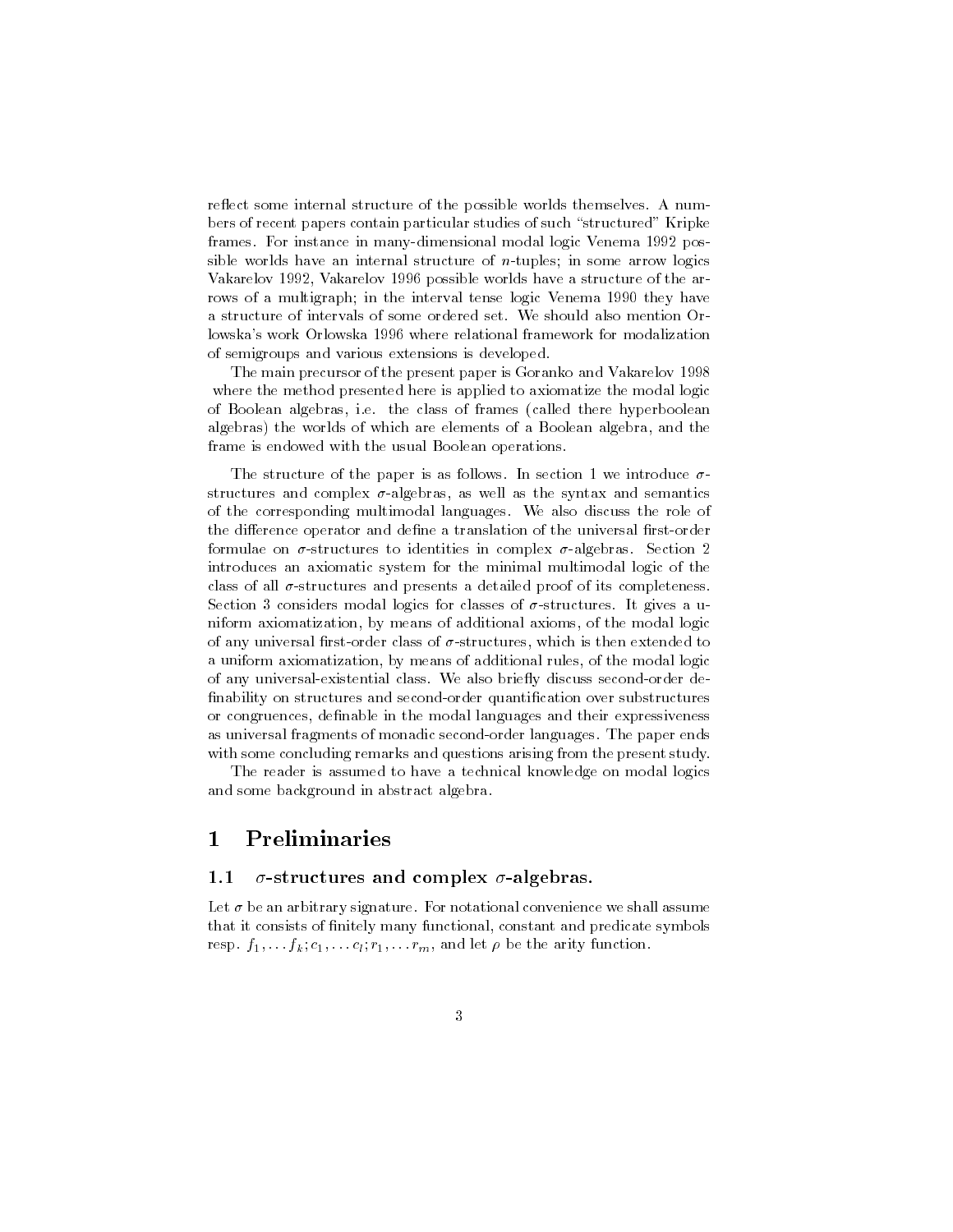reflect some internal structure of the possible worlds themselves. A numbers of recent papers contain particular studies of such "structured" Kripke frames. For instance in many-dimensional modal logic Venema 1992 possible worlds have an internal structure of $n$-tuples; in some arrow logics Vakarelov 1992, Vakarelov 1996 possible worlds have a structure of the arrows of a multigraph; in the interval tense logic Venema 1990 they have a structure of intervals of some ordered set. We should also mention Orlowska's work Orlowska 1996 where relational framework for modalization of semigroups and various extensions is developed.

The main precursor of the present paper is Goranko and Vakarelov 1998 where the method presented here is applied to axiomatize the modal logic of Boolean algebras, i.e. the class of frames (called there hyperboolean algebras) the worlds of which are elements of a Boolean algebra, and the frame is endowed with the usual Boolean operations.

The structure of the paper is as follows. In section 1 we introduce $\sigma$-structures and complex $\sigma$-algebras, as well as the syntax and semantics of the corresponding multimodal languages. We also discuss the role of the difference operator and define a translation of the universal first-order formulae on $\sigma$-structures to identities in complex $\sigma$-algebras. Section 2 introduces an axiomatic system for the minimal multimodal logic of the class of all $\sigma$-structures and presents a detailed proof of its completeness. Section 3 considers modal logics for classes of $\sigma$-structures. It gives a uniform axiomatization, by means of additional axioms, of the modal logic of any universal first-order class of $\sigma$-structures, which is then extended to a uniform axiomatization, by means of additional rules, of the modal logic of any universal-existential class. We also briefly discuss second-order definability on structures and second-order quantification over substructures or congruences, definable in the modal languages and their expressiveness as universal fragments of monadic second-order languages. The paper ends with some concluding remarks and questions arising from the present study.

The reader is assumed to have a technical knowledge on modal logics and some background in abstract algebra.

# 1 Preliminaries

## 1.1 $\sigma$-structures and complex $\sigma$-algebras.

Let $\sigma$ be an arbitrary signature. For notational convenience we shall assume that it consists of finitely many functional, constant and predicate symbols resp. $f_1, \ldots f_k; c_1, \ldots c_l; r_1, \ldots r_m$, and let $\rho$ be the arity function.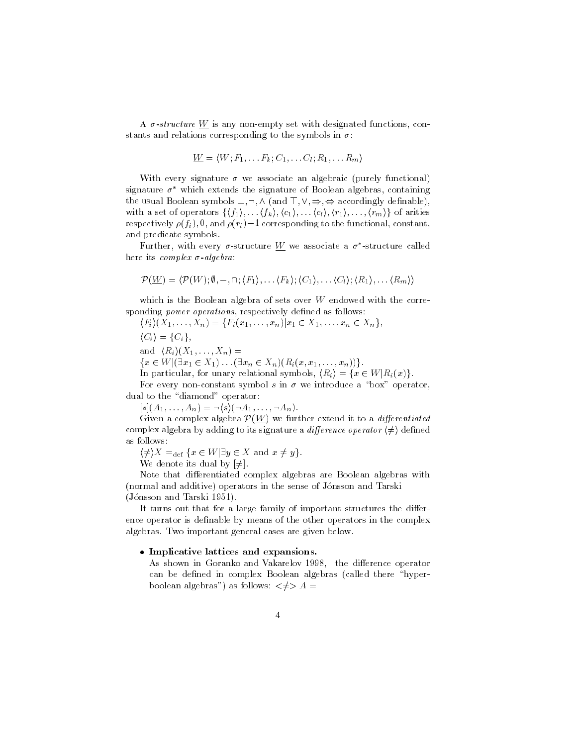A $\sigma$-*structure* $\underline{W}$ is any non-empty set with designated functions, constants and relations corresponding to the symbols in $\sigma$:

$$\underline{W} = \langle W; F_1, \ldots F_k; C_1, \ldots C_l; R_1, \ldots R_m \rangle$$

With every signature $\sigma$ we associate an algebraic (purely functional) signature $\sigma^*$ which extends the signature of Boolean algebras, containing the usual Boolean symbols $\bot, \neg, \wedge$ (and $\top, \vee, \Rightarrow, \Leftrightarrow$ accordingly definable), with a set of operators $\{\langle f_1 \rangle, \ldots \langle f_k \rangle, \langle c_1 \rangle, \ldots \langle c_l \rangle, \langle r_1 \rangle, \ldots, \langle r_m \rangle\}$ of arities respectively $\rho(f_i), 0$, and $\rho(r_i) - 1$ corresponding to the functional, constant, and predicate symbols.

Further, with every $\sigma$-structure $\underline{W}$ we associate a $\sigma^*$-structure called here its *complex* $\sigma$-*algebra*:

$$\mathcal{P}(\underline{W}) = \langle \mathcal{P}(W); \emptyset, -, \cap; \langle F_1 \rangle, \ldots \langle F_k \rangle; \langle C_1 \rangle, \ldots \langle C_l \rangle; \langle R_1 \rangle, \ldots \langle R_m \rangle \rangle$$

which is the Boolean algebra of sets over $W$ endowed with the corresponding *power operations*, respectively defined as follows:

$\langle F_i \rangle (X_1, \ldots, X_n) = \{F_i(x_1, \ldots, x_n) | x_1 \in X_1, \ldots, x_n \in X_n\}$,

$\langle C_i \rangle = \{C_i\}$,

and $\langle R_i \rangle (X_1, \ldots, X_n) =$
$\{x \in W | (\exists x_1 \in X_1) \ldots (\exists x_n \in X_n)(R_i(x, x_1, \ldots, x_n))\}$.

In particular, for unary relational symbols, $\langle R_i \rangle = \{x \in W | R_i(x)\}$.

For every non-constant symbol $s$ in $\sigma$ we introduce a "box" operator, dual to the "diamond" operator:

$[s](A_1, \ldots, A_n) = \neg \langle s \rangle (\neg A_1, \ldots, \neg A_n)$.

Given a complex algebra $\mathcal{P}(\underline{W})$ we further extend it to a *differentiated* complex algebra by adding to its signature a *difference operator* $\langle \neq \rangle$ defined as follows:

$\langle \neq \rangle X =_{\text{def}} \{x \in W | \exists y \in X \text{ and } x \neq y\}$.

We denote its dual by $[\neq]$.

Note that differentiated complex algebras are Boolean algebras with (normal and additive) operators in the sense of Jónsson and Tarski (Jónsson and Tarski 1951).

It turns out that for a large family of important structures the difference operator is definable by means of the other operators in the complex algebras. Two important general cases are given below.

- **Implicative lattices and expansions.**
  As shown in Goranko and Vakarelov 1998, the difference operator can be defined in complex Boolean algebras (called there "hyper-boolean algebras") as follows: $<\neq> A =$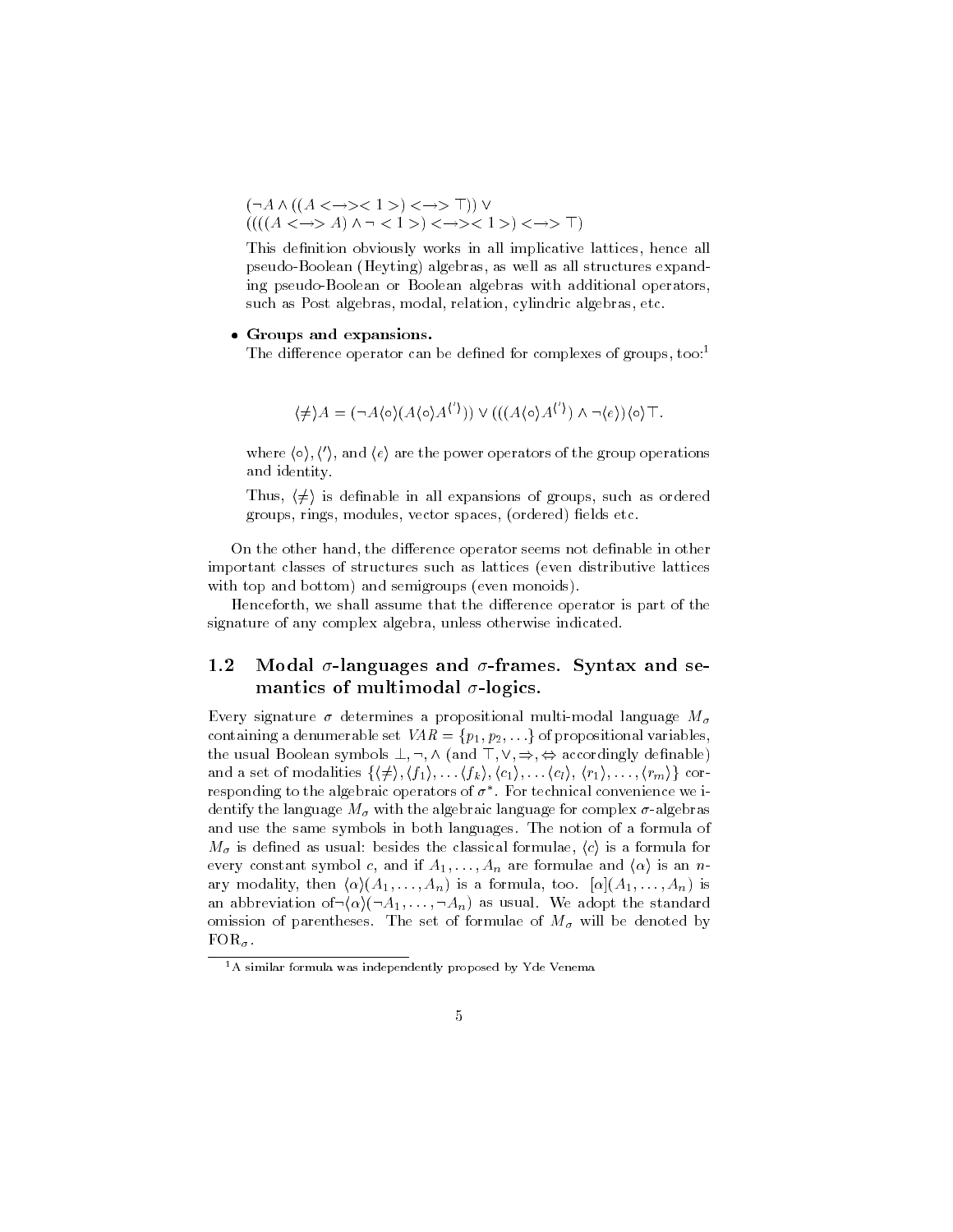$(\neg A \wedge ((A <\!\!-\!\!>< 1 >) <\!\!-\!\!> \top)) \vee$
$((((A <\!\!-\!\!> A) \wedge \neg < 1 >) <\!\!-\!\!>< 1 >) <\!\!-\!\!> \top)$

This definition obviously works in all implicative lattices, hence all pseudo-Boolean (Heyting) algebras, as well as all structures expanding pseudo-Boolean or Boolean algebras with additional operators, such as Post algebras, modal, relation, cylindric algebras, etc.

- **Groups and expansions.**
  The difference operator can be defined for complexes of groups, too:[1]

$$\langle \neq \rangle A = (\neg A \langle \circ \rangle (A \langle \circ \rangle A^{\langle ' \rangle})) \vee (((A \langle \circ \rangle A^{\langle ' \rangle}) \wedge \neg \langle e \rangle) \langle \circ \rangle \top.$$

where $\langle \circ \rangle, \langle ' \rangle$, and $\langle e \rangle$ are the power operators of the group operations and identity.

Thus, $\langle \neq \rangle$ is definable in all expansions of groups, such as ordered groups, rings, modules, vector spaces, (ordered) fields etc.

On the other hand, the difference operator seems not definable in other important classes of structures such as lattices (even distributive lattices with top and bottom) and semigroups (even monoids).

Henceforth, we shall assume that the difference operator is part of the signature of any complex algebra, unless otherwise indicated.

## 1.2 Modal $\sigma$-languages and $\sigma$-frames. Syntax and semantics of multimodal $\sigma$-logics.

Every signature $\sigma$ determines a propositional multi-modal language $M_\sigma$ containing a denumerable set $VAR = \{p_1, p_2, \ldots\}$ of propositional variables, the usual Boolean symbols $\bot, \neg, \wedge$ (and $\top, \vee, \Rightarrow, \Leftrightarrow$ accordingly definable) and a set of modalities $\{\langle \neq \rangle, \langle f_1 \rangle, \ldots \langle f_k \rangle, \langle c_1 \rangle, \ldots \langle c_l \rangle, \langle r_1 \rangle, \ldots, \langle r_m \rangle\}$ corresponding to the algebraic operators of $\sigma^*$. For technical convenience we identify the language $M_\sigma$ with the algebraic language for complex $\sigma$-algebras and use the same symbols in both languages. The notion of a formula of $M_\sigma$ is defined as usual: besides the classical formulae, $\langle c \rangle$ is a formula for every constant symbol $c$, and if $A_1, \ldots, A_n$ are formulae and $\langle \alpha \rangle$ is an $n$-ary modality, then $\langle \alpha \rangle (A_1, \ldots, A_n)$ is a formula, too. $[\alpha](A_1, \ldots, A_n)$ is an abbreviation of $\neg \langle \alpha \rangle (\neg A_1, \ldots, \neg A_n)$ as usual. We adopt the standard omission of parentheses. The set of formulae of $M_\sigma$ will be denoted by $\mathrm{FOR}_\sigma$.

[1] A similar formula was independently proposed by Yde Venema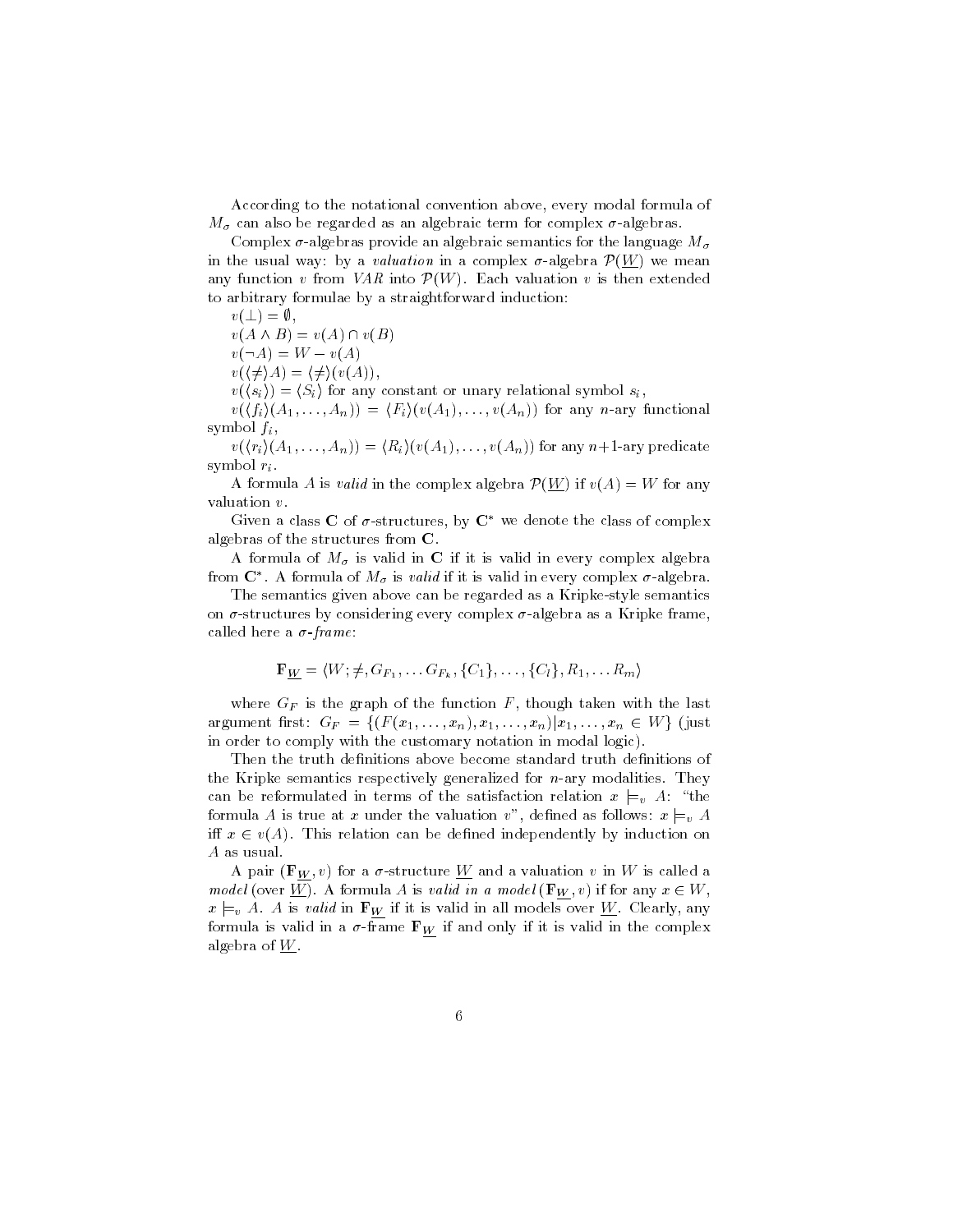According to the notational convention above, every modal formula of $M_\sigma$ can also be regarded as an algebraic term for complex $\sigma$-algebras.

Complex $\sigma$-algebras provide an algebraic semantics for the language $M_\sigma$ in the usual way: by a *valuation* in a complex $\sigma$-algebra $\mathcal{P}(\underline{W})$ we mean any function $v$ from $VAR$ into $\mathcal{P}(W)$. Each valuation $v$ is then extended to arbitrary formulae by a straightforward induction:

$v(\bot) = \emptyset$,

$v(A \wedge B) = v(A) \cap v(B)$

$v(\neg A) = W - v(A)$

$v(\langle \neq \rangle A) = \langle \neq \rangle (v(A))$,

$v(\langle s_i \rangle) = \langle S_i \rangle$ for any constant or unary relational symbol $s_i$,

$v(\langle f_i \rangle (A_1, \ldots, A_n)) = \langle F_i \rangle (v(A_1), \ldots, v(A_n))$ for any $n$-ary functional symbol $f_i$,

$v(\langle r_i \rangle (A_1, \ldots, A_n)) = \langle R_i \rangle (v(A_1), \ldots, v(A_n))$ for any $n+1$-ary predicate symbol $r_i$.

A formula $A$ is *valid* in the complex algebra $\mathcal{P}(\underline{W})$ if $v(A) = W$ for any valuation $v$.

Given a class $\mathbf{C}$ of $\sigma$-structures, by $\mathbf{C}^*$ we denote the class of complex algebras of the structures from $\mathbf{C}$.

A formula of $M_\sigma$ is valid in $\mathbf{C}$ if it is valid in every complex algebra from $\mathbf{C}^*$. A formula of $M_\sigma$ is *valid* if it is valid in every complex $\sigma$-algebra.

The semantics given above can be regarded as a Kripke-style semantics on $\sigma$-structures by considering every complex $\sigma$-algebra as a Kripke frame, called here a *$\sigma$-frame*:

$$\mathbf{F}_{\underline{W}} = \langle W; \neq, G_{F_1}, \ldots G_{F_k}, \{C_1\}, \ldots, \{C_l\}, R_1, \ldots R_m \rangle$$

where $G_F$ is the graph of the function $F$, though taken with the last argument first: $G_F = \{(F(x_1, \ldots, x_n), x_1, \ldots, x_n) | x_1, \ldots, x_n \in W\}$ (just in order to comply with the customary notation in modal logic).

Then the truth definitions above become standard truth definitions of the Kripke semantics respectively generalized for $n$-ary modalities. They can be reformulated in terms of the satisfaction relation $x \models_v A$: "the formula $A$ is true at $x$ under the valuation $v$", defined as follows: $x \models_v A$ iff $x \in v(A)$. This relation can be defined independently by induction on $A$ as usual.

A pair $(\mathbf{F}_{\underline{W}}, v)$ for a $\sigma$-structure $\underline{W}$ and a valuation $v$ in $W$ is called a *model* (over $\underline{W}$). A formula $A$ is *valid in a model* $(\mathbf{F}_{\underline{W}}, v)$ if for any $x \in W$, $x \models_v A$. $A$ is *valid* in $\mathbf{F}_{\underline{W}}$ if it is valid in all models over $\underline{W}$. Clearly, any formula is valid in a $\sigma$-frame $\mathbf{F}_{\underline{W}}$ if and only if it is valid in the complex algebra of $\underline{W}$.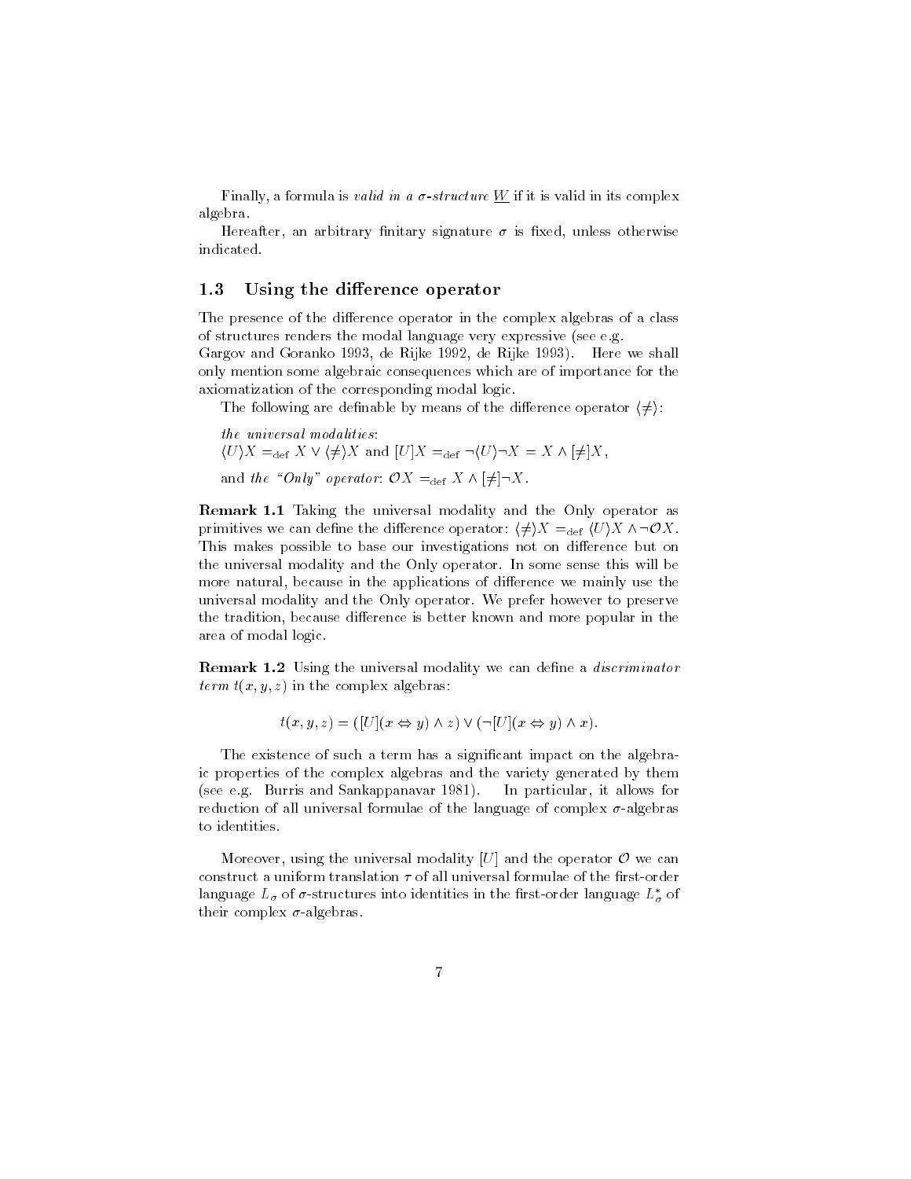Finally, a formula is *valid in a $\sigma$-structure* $\underline{W}$ if it is valid in its complex algebra.

Hereafter, an arbitrary finitary signature $\sigma$ is fixed, unless otherwise indicated.

## 1.3 Using the difference operator

The presence of the difference operator in the complex algebras of a class of structures renders the modal language very expressive (see e.g. Gargov and Goranko 1993, de Rijke 1992, de Rijke 1993). Here we shall only mention some algebraic consequences which are of importance for the axiomatization of the corresponding modal logic.

The following are definable by means of the difference operator $\langle \neq \rangle$:

*the universal modalities*:
$\langle U \rangle X =_{\text{def}} X \vee \langle \neq \rangle X$ and $[U]X =_{\text{def}} \neg \langle U \rangle \neg X = X \wedge [\neq]X$,

and *the "Only" operator*: $\mathcal{O}X =_{\text{def}} X \wedge [\neq]\neg X$.

**Remark 1.1** Taking the universal modality and the Only operator as primitives we can define the difference operator: $\langle \neq \rangle X =_{\text{def}} \langle U \rangle X \wedge \neg \mathcal{O}X$. This makes possible to base our investigations not on difference but on the universal modality and the Only operator. In some sense this will be more natural, because in the applications of difference we mainly use the universal modality and the Only operator. We prefer however to preserve the tradition, because difference is better known and more popular in the area of modal logic.

**Remark 1.2** Using the universal modality we can define a *discriminator term* $t(x, y, z)$ in the complex algebras:

$$t(x, y, z) = ([U](x \Leftrightarrow y) \wedge z) \vee (\neg [U](x \Leftrightarrow y) \wedge x).$$

The existence of such a term has a significant impact on the algebraic properties of the complex algebras and the variety generated by them (see e.g. Burris and Sankappanavar 1981). In particular, it allows for reduction of all universal formulae of the language of complex $\sigma$-algebras to identities.

Moreover, using the universal modality $[U]$ and the operator $\mathcal{O}$ we can construct a uniform translation $\tau$ of all universal formulae of the first-order language $L_\sigma$ of $\sigma$-structures into identities in the first-order language $L^*_\sigma$ of their complex $\sigma$-algebras.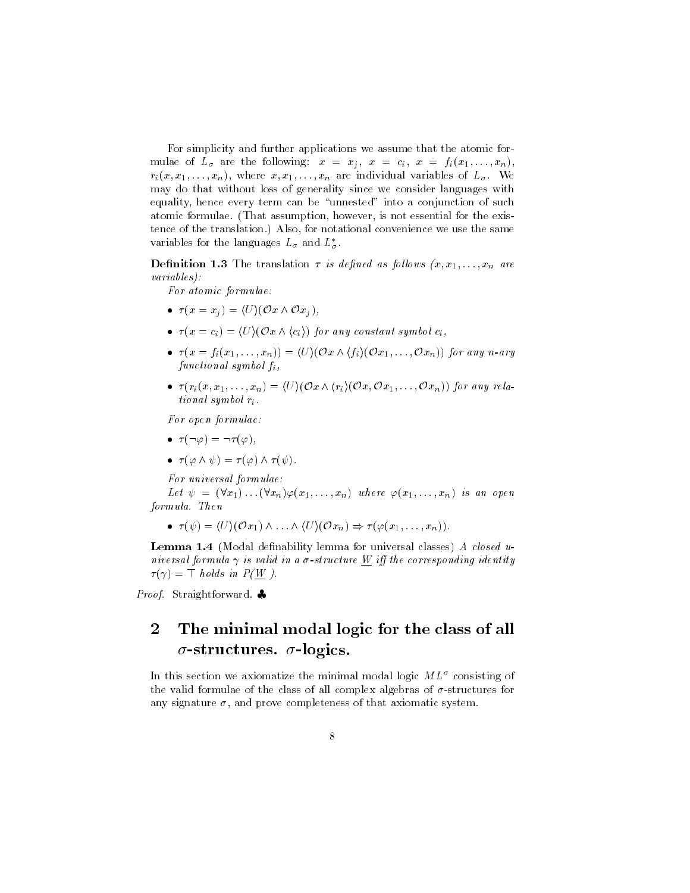For simplicity and further applications we assume that the atomic formulae of $L_\sigma$ are the following: $x = x_j$, $x = c_i$, $x = f_i(x_1, \ldots, x_n)$, $r_i(x, x_1, \ldots, x_n)$, where $x, x_1, \ldots, x_n$ are individual variables of $L_\sigma$. We may do that without loss of generality since we consider languages with equality, hence every term can be "unnested" into a conjunction of such atomic formulae. (That assumption, however, is not essential for the existence of the translation.) Also, for notational convenience we use the same variables for the languages $L_\sigma$ and $L^*_\sigma$.

**Definition 1.3** *The translation $\tau$ is defined as follows ($x, x_1, \ldots, x_n$ are variables):*

*For atomic formulae:*

- $\tau(x = x_j) = \langle U\rangle(\mathcal{O}x \wedge \mathcal{O}x_j)$,
- $\tau(x = c_i) = \langle U\rangle(\mathcal{O}x \wedge \langle c_i\rangle)$ *for any constant symbol $c_i$,*
- $\tau(x = f_i(x_1, \ldots, x_n)) = \langle U\rangle(\mathcal{O}x \wedge \langle f_i\rangle(\mathcal{O}x_1, \ldots, \mathcal{O}x_n))$ *for any $n$-ary functional symbol $f_i$,*
- $\tau(r_i(x, x_1, \ldots, x_n) = \langle U\rangle(\mathcal{O}x \wedge \langle r_i\rangle(\mathcal{O}x, \mathcal{O}x_1, \ldots, \mathcal{O}x_n))$ *for any relational symbol $r_i$.*

*For open formulae:*

- $\tau(\neg\varphi) = \neg\tau(\varphi)$,
- $\tau(\varphi \wedge \psi) = \tau(\varphi) \wedge \tau(\psi)$.

*For universal formulae:*

*Let $\psi = (\forall x_1) \ldots (\forall x_n)\varphi(x_1, \ldots, x_n)$ where $\varphi(x_1, \ldots, x_n)$ is an open formula. Then*

- $\tau(\psi) = \langle U\rangle(\mathcal{O}x_1) \wedge \ldots \wedge \langle U\rangle(\mathcal{O}x_n) \Rightarrow \tau(\varphi(x_1, \ldots, x_n))$.

**Lemma 1.4** (Modal definability lemma for universal classes) *A closed universal formula $\gamma$ is valid in a $\sigma$-structure $\underline{W}$ iff the corresponding identity $\tau(\gamma) = \top$ holds in $P(\underline{W})$.*

*Proof.* Straightforward. ♣

## 2 The minimal modal logic for the class of all $\sigma$-structures. $\sigma$-logics.

In this section we axiomatize the minimal modal logic $ML^\sigma$ consisting of the valid formulae of the class of all complex algebras of $\sigma$-structures for any signature $\sigma$, and prove completeness of that axiomatic system.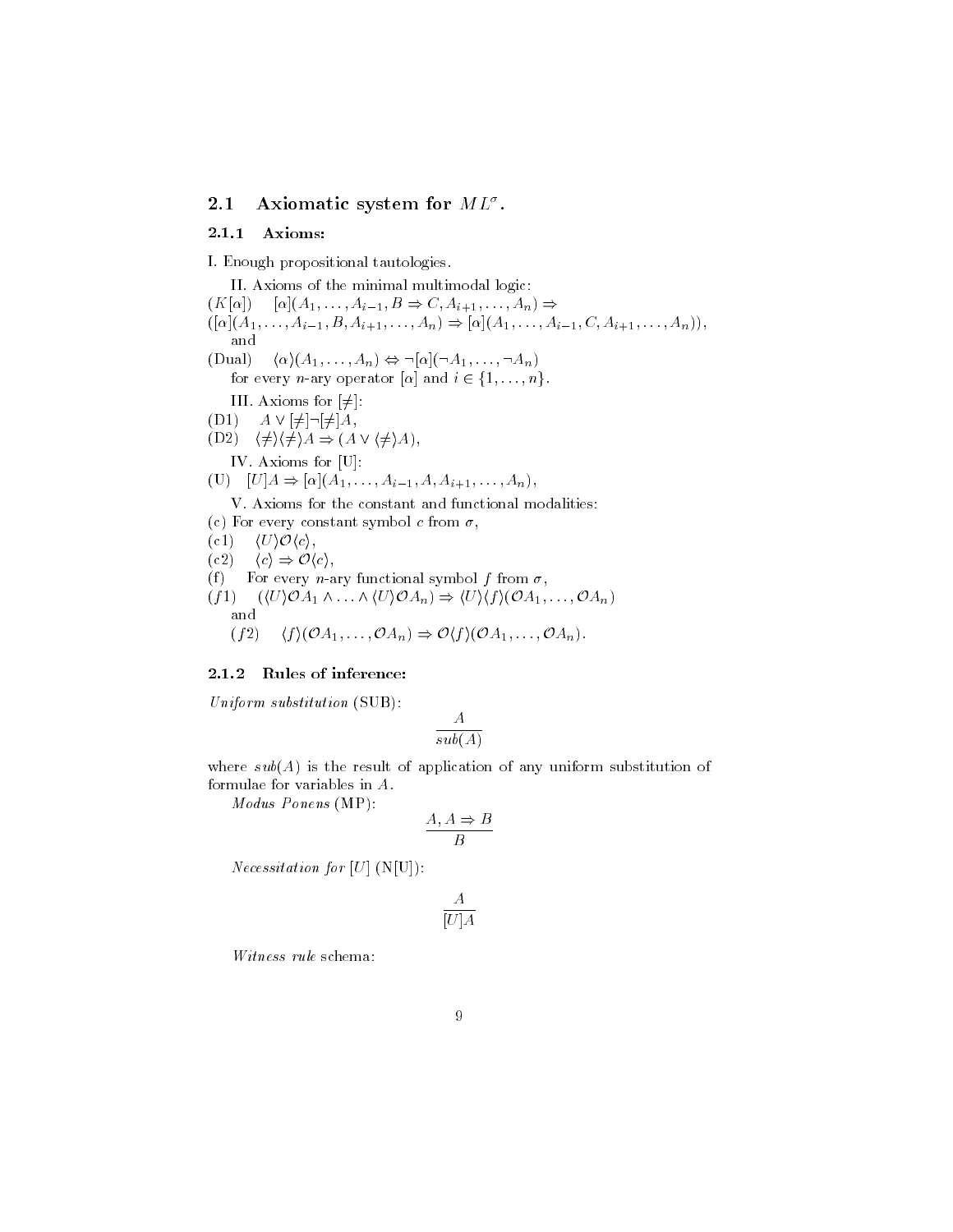## 2.1 Axiomatic system for $ML^\sigma$.

### 2.1.1 Axioms:

I. Enough propositional tautologies.

II. Axioms of the minimal multimodal logic:

$(K[\alpha])$ $\quad [\alpha](A_1, \ldots, A_{i-1}, B \Rightarrow C, A_{i+1}, \ldots, A_n) \Rightarrow$
$([\alpha](A_1, \ldots, A_{i-1}, B, A_{i+1}, \ldots, A_n) \Rightarrow [\alpha](A_1, \ldots, A_{i-1}, C, A_{i+1}, \ldots, A_n))$,
and

(Dual) $\quad \langle\alpha\rangle(A_1, \ldots, A_n) \Leftrightarrow \neg[\alpha](\neg A_1, \ldots, \neg A_n)$

for every $n$-ary operator $[\alpha]$ and $i \in \{1, \ldots, n\}$.

III. Axioms for $[\neq]$:

(D1) $\quad A \vee [\neq]\neg[\neq]A$,

(D2) $\quad \langle\neq\rangle\langle\neq\rangle A \Rightarrow (A \vee \langle\neq\rangle A)$,

IV. Axioms for [U]:

(U) $\quad [U]A \Rightarrow [\alpha](A_1, \ldots, A_{i-1}, A, A_{i+1}, \ldots, A_n)$,

V. Axioms for the constant and functional modalities:

(c) For every constant symbol $c$ from $\sigma$,

(c1) $\quad \langle U\rangle\mathcal{O}\langle c\rangle$,

(c2) $\quad \langle c\rangle \Rightarrow \mathcal{O}\langle c\rangle$,

(f) $\quad$ For every $n$-ary functional symbol $f$ from $\sigma$,

$(f1)$ $\quad (\langle U\rangle\mathcal{O}A_1 \wedge \ldots \wedge \langle U\rangle\mathcal{O}A_n) \Rightarrow \langle U\rangle\langle f\rangle(\mathcal{O}A_1, \ldots, \mathcal{O}A_n)$

and

$(f2)$ $\quad \langle f\rangle(\mathcal{O}A_1, \ldots, \mathcal{O}A_n) \Rightarrow \mathcal{O}\langle f\rangle(\mathcal{O}A_1, \ldots, \mathcal{O}A_n)$.

### 2.1.2 Rules of inference:

*Uniform substitution* (SUB):

$$\frac{A}{sub(A)}$$

where $sub(A)$ is the result of application of any uniform substitution of formulae for variables in $A$.

*Modus Ponens* (MP):

$$\frac{A, A \Rightarrow B}{B}$$

*Necessitation for* $[U]$ (N[U]):

$$\frac{A}{[U]A}$$

*Witness rule* schema: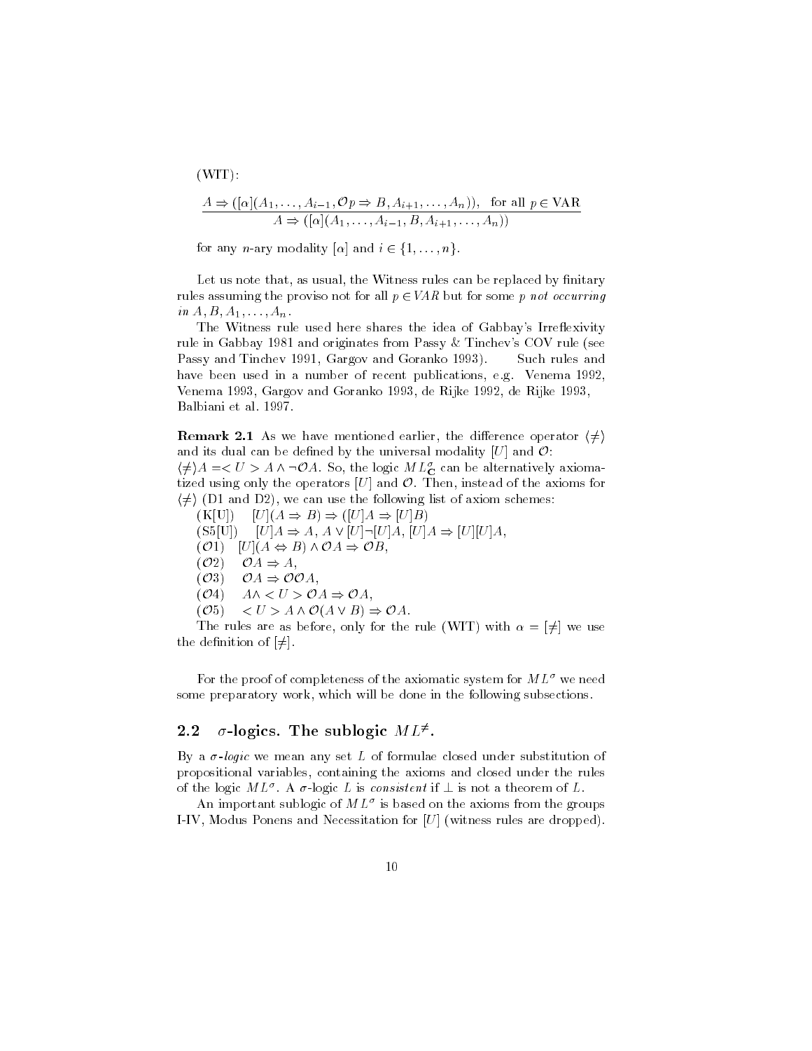(WIT):

$$\frac{A \Rightarrow ([\alpha](A_1, \ldots, A_{i-1}, \mathcal{O}p \Rightarrow B, A_{i+1}, \ldots, A_n)), \quad \text{for all } p \in \text{VAR}}{A \Rightarrow ([\alpha](A_1, \ldots, A_{i-1}, B, A_{i+1}, \ldots, A_n))}$$

for any $n$-ary modality $[\alpha]$ and $i \in \{1, \ldots, n\}$.

Let us note that, as usual, the Witness rules can be replaced by finitary rules assuming the proviso not for all $p \in VAR$ but for some *p not occurring in* $A, B, A_1, \ldots, A_n$.

The Witness rule used here shares the idea of Gabbay's Irreflexivity rule in Gabbay 1981 and originates from Passy & Tinchev's COV rule (see Passy and Tinchev 1991, Gargov and Goranko 1993). Such rules and have been used in a number of recent publications, e.g. Venema 1992, Venema 1993, Gargov and Goranko 1993, de Rijke 1992, de Rijke 1993, Balbiani et al. 1997.

**Remark 2.1** As we have mentioned earlier, the difference operator $\langle \neq \rangle$ and its dual can be defined by the universal modality $[U]$ and $\mathcal{O}$: $\langle \neq \rangle A = <U> A \wedge \neg \mathcal{O}A$. So, the logic $ML^{\sigma}_{\mathbf{C}}$ can be alternatively axiomatized using only the operators $[U]$ and $\mathcal{O}$. Then, instead of the axioms for $\langle \neq \rangle$ (D1 and D2), we can use the following list of axiom schemes:

(K[U]) $\quad [U](A \Rightarrow B) \Rightarrow ([U]A \Rightarrow [U]B)$

(S5[U]) $\quad [U]A \Rightarrow A,\ A \vee [U]\neg[U]A,\ [U]A \Rightarrow [U][U]A,$

($\mathcal{O}$1) $\quad [U](A \Leftrightarrow B) \wedge \mathcal{O}A \Rightarrow \mathcal{O}B,$

($\mathcal{O}$2) $\quad \mathcal{O}A \Rightarrow A,$

($\mathcal{O}$3) $\quad \mathcal{O}A \Rightarrow \mathcal{O}\mathcal{O}A,$

($\mathcal{O}$4) $\quad A \wedge <U> \mathcal{O}A \Rightarrow \mathcal{O}A,$

($\mathcal{O}$5) $\quad <U> A \wedge \mathcal{O}(A \vee B) \Rightarrow \mathcal{O}A.$

The rules are as before, only for the rule (WIT) with $\alpha = [\neq]$ we use the definition of $[\neq]$.

For the proof of completeness of the axiomatic system for $ML^{\sigma}$ we need some preparatory work, which will be done in the following subsections.

## 2.2 $\sigma$-logics. The sublogic $ML^{\neq}$.

By a *$\sigma$-logic* we mean any set $L$ of formulae closed under substitution of propositional variables, containing the axioms and closed under the rules of the logic $ML^{\sigma}$. A $\sigma$-logic $L$ is *consistent* if $\bot$ is not a theorem of $L$.

An important sublogic of $ML^{\sigma}$ is based on the axioms from the groups I-IV, Modus Ponens and Necessitation for $[U]$ (witness rules are dropped).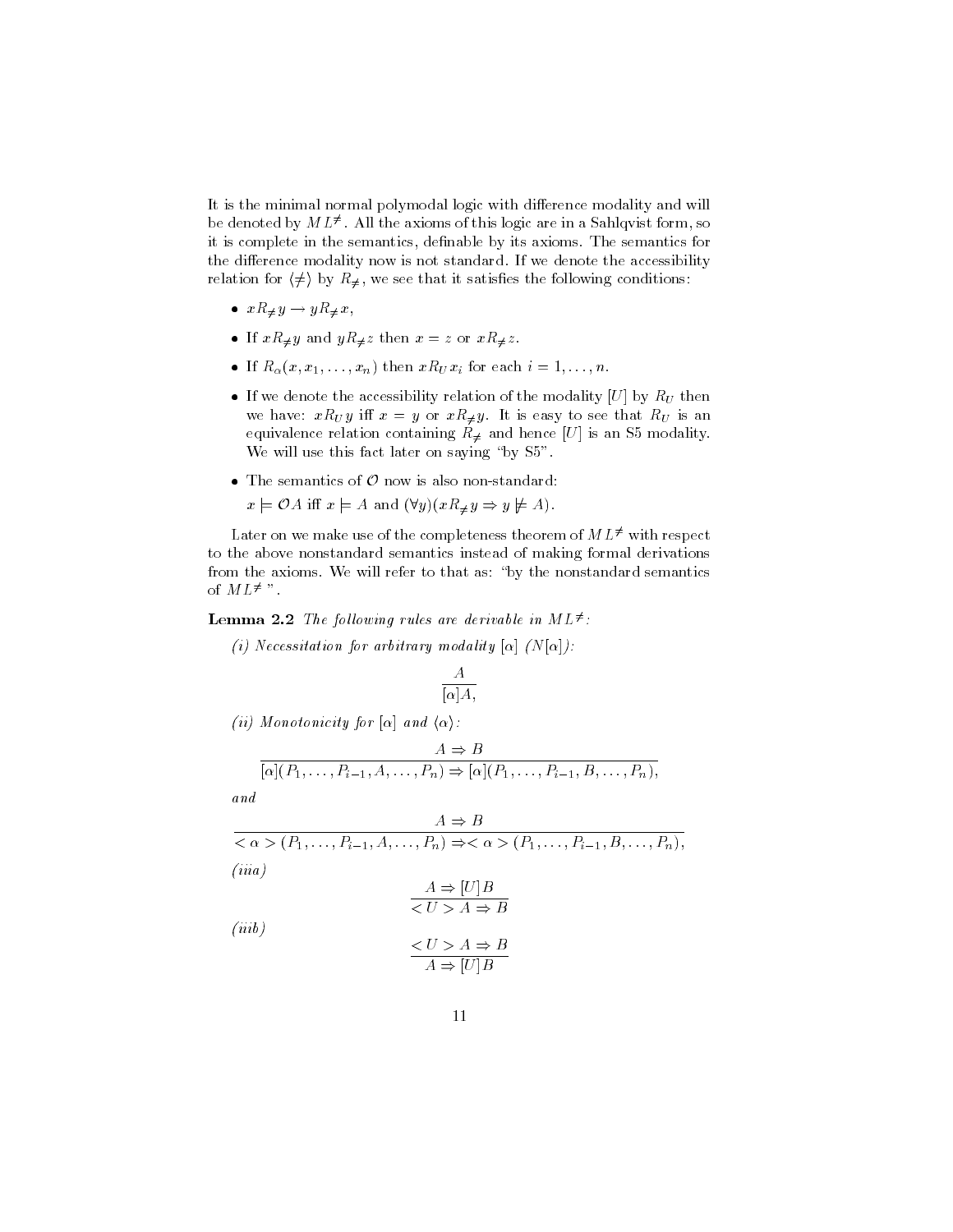It is the minimal normal polymodal logic with difference modality and will be denoted by $ML^{\neq}$. All the axioms of this logic are in a Sahlqvist form, so it is complete in the semantics, definable by its axioms. The semantics for the difference modality now is not standard. If we denote the accessibility relation for $\langle\neq\rangle$ by $R_{\neq}$, we see that it satisfies the following conditions:

- $xR_{\neq}y \rightarrow yR_{\neq}x$,
- If $xR_{\neq}y$ and $yR_{\neq}z$ then $x = z$ or $xR_{\neq}z$.
- If $R_{\alpha}(x, x_1, \ldots, x_n)$ then $xR_U x_i$ for each $i = 1, \ldots, n$.
- If we denote the accessibility relation of the modality $[U]$ by $R_U$ then we have: $xR_U y$ iff $x = y$ or $xR_{\neq}y$. It is easy to see that $R_U$ is an equivalence relation containing $R_{\neq}$ and hence $[U]$ is an S5 modality. We will use this fact later on saying "by S5".
- The semantics of $\mathcal{O}$ now is also non-standard:

  $x \models \mathcal{O}A$ iff $x \models A$ and $(\forall y)(xR_{\neq}y \Rightarrow y \not\models A)$.

Later on we make use of the completeness theorem of $ML^{\neq}$ with respect to the above nonstandard semantics instead of making formal derivations from the axioms. We will refer to that as: "by the nonstandard semantics of $ML^{\neq}$".

**Lemma 2.2** *The following rules are derivable in $ML^{\neq}$:*

*(i) Necessitation for arbitrary modality $[\alpha]$ ($N[\alpha]$):*

$$\frac{A}{[\alpha]A,}$$

*(ii) Monotonicity for $[\alpha]$ and $\langle\alpha\rangle$:*

$$\frac{A \Rightarrow B}{[\alpha](P_1, \ldots, P_{i-1}, A, \ldots, P_n) \Rightarrow [\alpha](P_1, \ldots, P_{i-1}, B, \ldots, P_n),}$$

*and*

$$\frac{A \Rightarrow B}{<\alpha>(P_1, \ldots, P_{i-1}, A, \ldots, P_n) \Rightarrow <\alpha>(P_1, \ldots, P_{i-1}, B, \ldots, P_n),}$$

*(iiia)*

$$\frac{A \Rightarrow [U]B}{<U> A \Rightarrow B}$$

*(iiib)*

$$\frac{<U> A \Rightarrow B}{A \Rightarrow [U]B}$$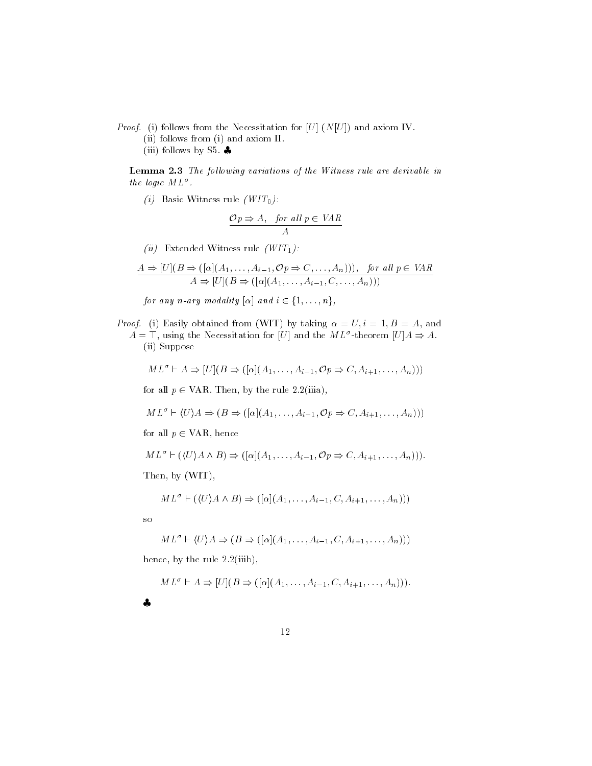*Proof.* (i) follows from the Necessitation for $[U]$ ($N[U]$) and axiom IV.

(ii) follows from (i) and axiom II.

(iii) follows by S5. ♣

**Lemma 2.3** *The following variations of the Witness rule are derivable in the logic* $ML^\sigma$.

*(i)* Basic Witness rule *($WIT_0$):*

$$\frac{\mathcal{O}p \Rightarrow A, \quad \textit{for all } p \in VAR}{A}$$

*(ii)* Extended Witness rule *($WIT_1$):*

$$\frac{A \Rightarrow [U](B \Rightarrow ([\alpha](A_1, \ldots, A_{i-1}, \mathcal{O}p \Rightarrow C, \ldots, A_n))), \quad \textit{for all } p \in VAR}{A \Rightarrow [U](B \Rightarrow ([\alpha](A_1, \ldots, A_{i-1}, C, \ldots, A_n)))}$$

*for any $n$-ary modality $[\alpha]$ and $i \in \{1, \ldots, n\}$,*

*Proof.* (i) Easily obtained from (WIT) by taking $\alpha = U$, $i = 1$, $B = A$, and $A = \top$, using the Necessitation for $[U]$ and the $ML^\sigma$-theorem $[U]A \Rightarrow A$.

(ii) Suppose

$$ML^\sigma \vdash A \Rightarrow [U](B \Rightarrow ([\alpha](A_1, \ldots, A_{i-1}, \mathcal{O}p \Rightarrow C, A_{i+1}, \ldots, A_n)))$$

for all $p \in$ VAR. Then, by the rule 2.2(iiia),

$$ML^\sigma \vdash \langle U \rangle A \Rightarrow (B \Rightarrow ([\alpha](A_1, \ldots, A_{i-1}, \mathcal{O}p \Rightarrow C, A_{i+1}, \ldots, A_n)))$$

for all $p \in$ VAR, hence

$$ML^\sigma \vdash (\langle U \rangle A \wedge B) \Rightarrow ([\alpha](A_1, \ldots, A_{i-1}, \mathcal{O}p \Rightarrow C, A_{i+1}, \ldots, A_n))).$$

Then, by (WIT),

$$ML^\sigma \vdash (\langle U \rangle A \wedge B) \Rightarrow ([\alpha](A_1, \ldots, A_{i-1}, C, A_{i+1}, \ldots, A_n)))$$

so

$$ML^\sigma \vdash \langle U \rangle A \Rightarrow (B \Rightarrow ([\alpha](A_1, \ldots, A_{i-1}, C, A_{i+1}, \ldots, A_n)))$$

hence, by the rule 2.2(iiib),

$$ML^\sigma \vdash A \Rightarrow [U](B \Rightarrow ([\alpha](A_1, \ldots, A_{i-1}, C, A_{i+1}, \ldots, A_n))).$$

♣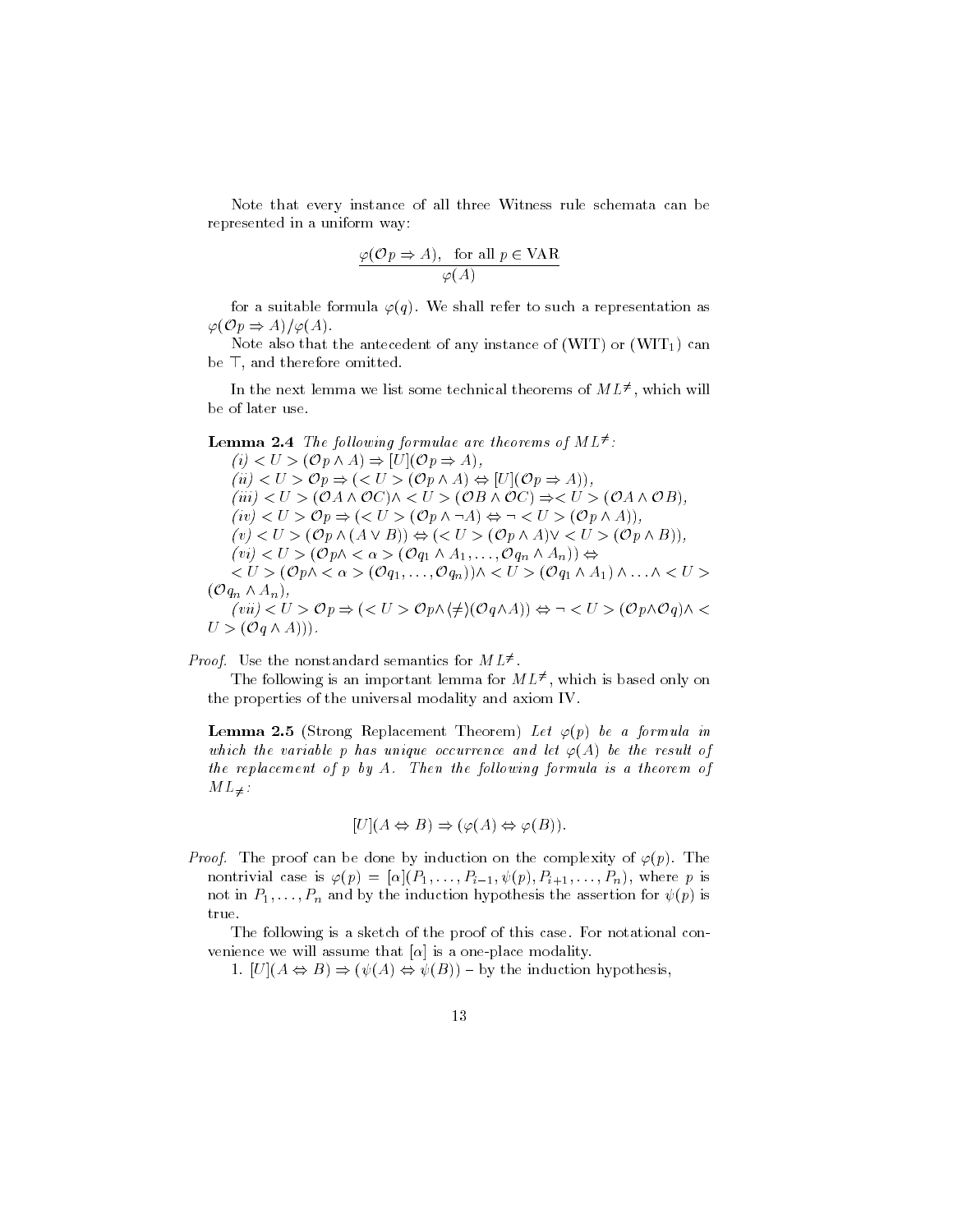Note that every instance of all three Witness rule schemata can be represented in a uniform way:

$$\frac{\varphi(\mathcal{O}p \Rightarrow A), \quad \text{for all } p \in \text{VAR}}{\varphi(A)}$$

for a suitable formula $\varphi(q)$. We shall refer to such a representation as $\varphi(\mathcal{O}p \Rightarrow A)/\varphi(A)$.

Note also that the antecedent of any instance of (WIT) or (WIT$_1$) can be $\top$, and therefore omitted.

In the next lemma we list some technical theorems of $ML^{\neq}$, which will be of later use.

**Lemma 2.4** *The following formulae are theorems of $ML^{\neq}$:*

*(i)* $<U>(\mathcal{O}p \wedge A) \Rightarrow [U](\mathcal{O}p \Rightarrow A)$,

*(ii)* $<U>\mathcal{O}p \Rightarrow (<U>(\mathcal{O}p \wedge A) \Leftrightarrow [U](\mathcal{O}p \Rightarrow A))$,

*(iii)* $<U>(\mathcal{O}A \wedge \mathcal{O}C) \wedge <U>(\mathcal{O}B \wedge \mathcal{O}C) \Rightarrow <U>(\mathcal{O}A \wedge \mathcal{O}B)$,

*(iv)* $<U>\mathcal{O}p \Rightarrow (<U>(\mathcal{O}p \wedge \neg A) \Leftrightarrow \neg <U>(\mathcal{O}p \wedge A))$,

*(v)* $<U>(\mathcal{O}p \wedge (A \vee B)) \Leftrightarrow (<U>(\mathcal{O}p \wedge A) \vee <U>(\mathcal{O}p \wedge B))$,

*(vi)* $<U>(\mathcal{O}p \wedge <\alpha>(\mathcal{O}q_1 \wedge A_1, \ldots, \mathcal{O}q_n \wedge A_n)) \Leftrightarrow$
$<U>(\mathcal{O}p \wedge <\alpha>(\mathcal{O}q_1, \ldots, \mathcal{O}q_n)) \wedge <U>(\mathcal{O}q_1 \wedge A_1) \wedge \ldots \wedge <U>(\mathcal{O}q_n \wedge A_n)$,

*(vii)* $<U>\mathcal{O}p \Rightarrow (<U>\mathcal{O}p \wedge \langle \neq \rangle(\mathcal{O}q \wedge A)) \Leftrightarrow \neg <U>(\mathcal{O}p \wedge \mathcal{O}q) \wedge <U>(\mathcal{O}q \wedge A)))$.

*Proof.* Use the nonstandard semantics for $ML^{\neq}$.

The following is an important lemma for $ML^{\neq}$, which is based only on the properties of the universal modality and axiom IV.

**Lemma 2.5** (Strong Replacement Theorem) *Let $\varphi(p)$ be a formula in which the variable $p$ has unique occurrence and let $\varphi(A)$ be the result of the replacement of $p$ by $A$. Then the following formula is a theorem of $ML_{\neq}$:*

$$[U](A \Leftrightarrow B) \Rightarrow (\varphi(A) \Leftrightarrow \varphi(B)).$$

*Proof.* The proof can be done by induction on the complexity of $\varphi(p)$. The nontrivial case is $\varphi(p) = [\alpha](P_1, \ldots, P_{i-1}, \psi(p), P_{i+1}, \ldots, P_n)$, where $p$ is not in $P_1, \ldots, P_n$ and by the induction hypothesis the assertion for $\psi(p)$ is true.

The following is a sketch of the proof of this case. For notational convenience we will assume that $[\alpha]$ is a one-place modality.

1. $[U](A \Leftrightarrow B) \Rightarrow (\psi(A) \Leftrightarrow \psi(B))$ – by the induction hypothesis,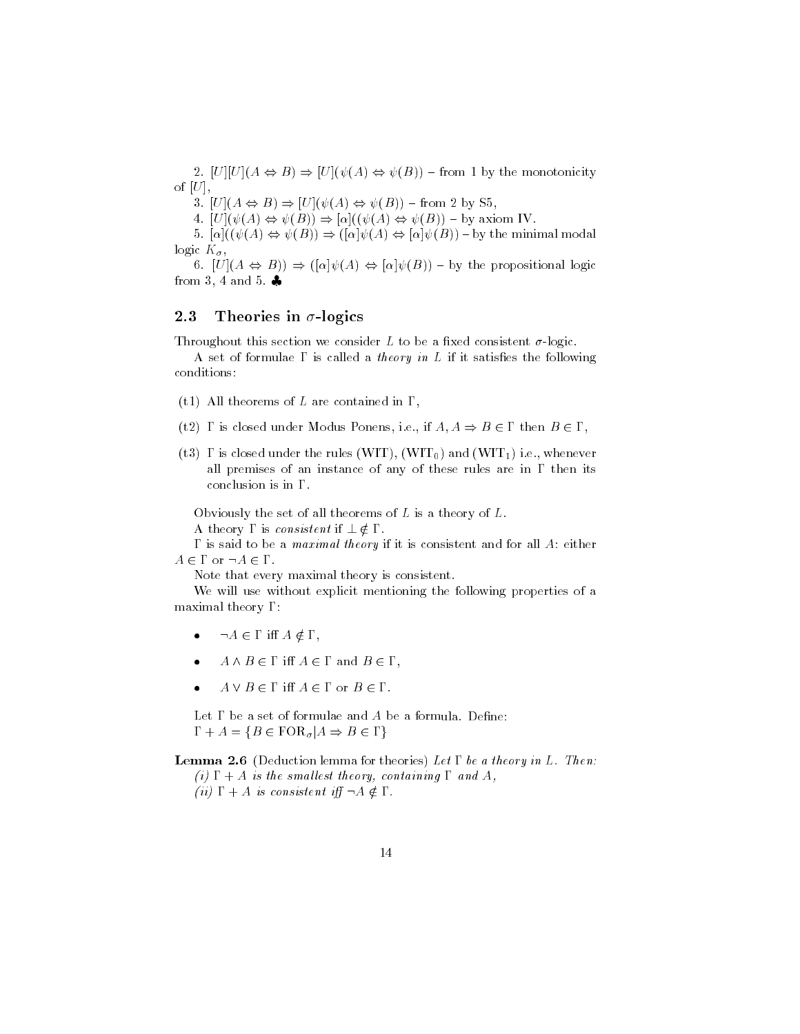2. $[U][U](A \Leftrightarrow B) \Rightarrow [U](\psi(A) \Leftrightarrow \psi(B))$ – from 1 by the monotonicity of $[U]$,

3. $[U](A \Leftrightarrow B) \Rightarrow [U](\psi(A) \Leftrightarrow \psi(B))$ – from 2 by S5,

4. $[U](\psi(A) \Leftrightarrow \psi(B)) \Rightarrow [\alpha]((\psi(A) \Leftrightarrow \psi(B))$ – by axiom IV.

5. $[\alpha]((\psi(A) \Leftrightarrow \psi(B)) \Rightarrow ([\alpha]\psi(A) \Leftrightarrow [\alpha]\psi(B))$ – by the minimal modal logic $K_\sigma$,

6. $[U](A \Leftrightarrow B)) \Rightarrow ([\alpha]\psi(A) \Leftrightarrow [\alpha]\psi(B))$ – by the propositional logic from 3, 4 and 5. ♣

### 2.3 Theories in $\sigma$-logics

Throughout this section we consider $L$ to be a fixed consistent $\sigma$-logic.

A set of formulae $\Gamma$ is called a *theory in L* if it satisfies the following conditions:

(t1) All theorems of $L$ are contained in $\Gamma$,

(t2) $\Gamma$ is closed under Modus Ponens, i.e., if $A, A \Rightarrow B \in \Gamma$ then $B \in \Gamma$,

(t3) $\Gamma$ is closed under the rules (WIT), ($\text{WIT}_0$) and ($\text{WIT}_1$) i.e., whenever all premises of an instance of any of these rules are in $\Gamma$ then its conclusion is in $\Gamma$.

Obviously the set of all theorems of $L$ is a theory of $L$.

A theory $\Gamma$ is *consistent* if $\bot \notin \Gamma$.

$\Gamma$ is said to be a *maximal theory* if it is consistent and for all $A$: either $A \in \Gamma$ or $\neg A \in \Gamma$.

Note that every maximal theory is consistent.

We will use without explicit mentioning the following properties of a maximal theory $\Gamma$:

- $\neg A \in \Gamma$ iff $A \notin \Gamma$,
- $A \wedge B \in \Gamma$ iff $A \in \Gamma$ and $B \in \Gamma$,
- $A \vee B \in \Gamma$ iff $A \in \Gamma$ or $B \in \Gamma$.

Let $\Gamma$ be a set of formulae and $A$ be a formula. Define:
$\Gamma + A = \{B \in \text{FOR}_\sigma | A \Rightarrow B \in \Gamma\}$

**Lemma 2.6** (Deduction lemma for theories) *Let $\Gamma$ be a theory in $L$. Then:*
*(i) $\Gamma + A$ is the smallest theory, containing $\Gamma$ and $A$,*
*(ii) $\Gamma + A$ is consistent iff $\neg A \notin \Gamma$.*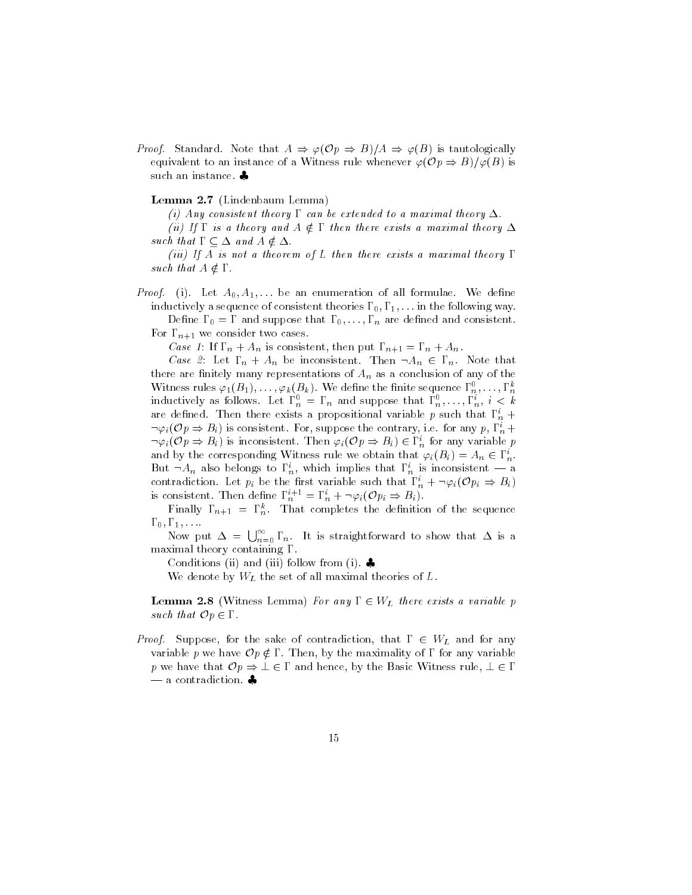*Proof.* Standard. Note that $A \Rightarrow \varphi(\mathcal{O}p \Rightarrow B)/A \Rightarrow \varphi(B)$ is tautologically equivalent to an instance of a Witness rule whenever $\varphi(\mathcal{O}p \Rightarrow B)/\varphi(B)$ is such an instance. ♣

**Lemma 2.7** (Lindenbaum Lemma)

*(i) Any consistent theory $\Gamma$ can be extended to a maximal theory $\Delta$.*

*(ii) If $\Gamma$ is a theory and $A \notin \Gamma$ then there exists a maximal theory $\Delta$ such that $\Gamma \subseteq \Delta$ and $A \notin \Delta$.*

*(iii) If $A$ is not a theorem of $L$ then there exists a maximal theory $\Gamma$ such that $A \notin \Gamma$.*

*Proof.* (i). Let $A_0, A_1, \ldots$ be an enumeration of all formulae. We define inductively a sequence of consistent theories $\Gamma_0, \Gamma_1, \ldots$ in the following way.

Define $\Gamma_0 = \Gamma$ and suppose that $\Gamma_0, \ldots, \Gamma_n$ are defined and consistent. For $\Gamma_{n+1}$ we consider two cases.

*Case 1*: If $\Gamma_n + A_n$ is consistent, then put $\Gamma_{n+1} = \Gamma_n + A_n$.

*Case 2*: Let $\Gamma_n + A_n$ be inconsistent. Then $\neg A_n \in \Gamma_n$. Note that there are finitely many representations of $A_n$ as a conclusion of any of the Witness rules $\varphi_1(B_1), \ldots, \varphi_k(B_k)$. We define the finite sequence $\Gamma_n^0, \ldots, \Gamma_n^k$ inductively as follows. Let $\Gamma_n^0 = \Gamma_n$ and suppose that $\Gamma_n^0, \ldots, \Gamma_n^i$, $i < k$ are defined. Then there exists a propositional variable $p$ such that $\Gamma_n^i + \neg\varphi_i(\mathcal{O}p \Rightarrow B_i)$ is consistent. For, suppose the contrary, i.e. for any $p$, $\Gamma_n^i + \neg\varphi_i(\mathcal{O}p \Rightarrow B_i)$ is inconsistent. Then $\varphi_i(\mathcal{O}p \Rightarrow B_i) \in \Gamma_n^i$ for any variable $p$ and by the corresponding Witness rule we obtain that $\varphi_i(B_i) = A_n \in \Gamma_n^i$. But $\neg A_n$ also belongs to $\Gamma_n^i$, which implies that $\Gamma_n^i$ is inconsistent — a contradiction. Let $p_i$ be the first variable such that $\Gamma_n^i + \neg\varphi_i(\mathcal{O}p_i \Rightarrow B_i)$ is consistent. Then define $\Gamma_n^{i+1} = \Gamma_n^i + \neg\varphi_i(\mathcal{O}p_i \Rightarrow B_i)$.

Finally $\Gamma_{n+1} = \Gamma_n^k$. That completes the definition of the sequence $\Gamma_0, \Gamma_1, \ldots$.

Now put $\Delta = \bigcup_{n=0}^{\infty} \Gamma_n$. It is straightforward to show that $\Delta$ is a maximal theory containing $\Gamma$.

Conditions (ii) and (iii) follow from (i). ♣

We denote by $W_L$ the set of all maximal theories of $L$.

**Lemma 2.8** (Witness Lemma) *For any $\Gamma \in W_L$ there exists a variable $p$ such that $\mathcal{O}p \in \Gamma$.*

*Proof.* Suppose, for the sake of contradiction, that $\Gamma \in W_L$ and for any variable $p$ we have $\mathcal{O}p \notin \Gamma$. Then, by the maximality of $\Gamma$ for any variable $p$ we have that $\mathcal{O}p \Rightarrow \bot \in \Gamma$ and hence, by the Basic Witness rule, $\bot \in \Gamma$ — a contradiction. ♣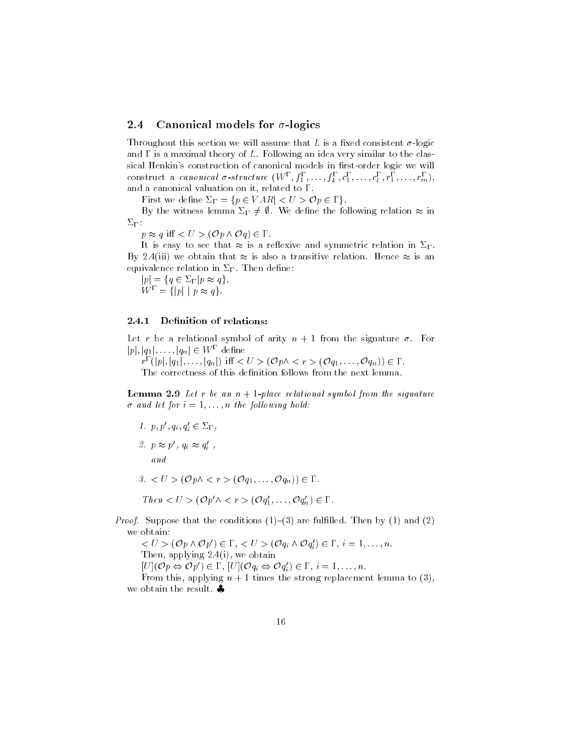### 2.4 Canonical models for $\sigma$-logics

Throughout this section we will assume that $L$ is a fixed consistent $\sigma$-logic and $\Gamma$ is a maximal theory of $L$. Following an idea very similar to the classical Henkin's construction of canonical models in first-order logic we will construct a *canonical $\sigma$-structure* $(W^{\Gamma}, f_1^{\Gamma}, \ldots, f_k^{\Gamma}, c_1^{\Gamma}, \ldots, c_l^{\Gamma}, r_1^{\Gamma}, \ldots, r_m^{\Gamma})$, and a canonical valuation on it, related to $\Gamma$.

First we define $\Sigma_{\Gamma} = \{p \in VAR | <U> \mathcal{O}p \in \Gamma\}$.

By the witness lemma $\Sigma_{\Gamma} \neq \emptyset$. We define the following relation $\approx$ in $\Sigma_{\Gamma}$:

$p \approx q$ iff $<U>(\mathcal{O}p \wedge \mathcal{O}q) \in \Gamma$.

It is easy to see that $\approx$ is a reflexive and symmetric relation in $\Sigma_{\Gamma}$. By 2.4(iii) we obtain that $\approx$ is also a transitive relation. Hence $\approx$ is an equivalence relation in $\Sigma_{\Gamma}$. Then define:

$|p| = \{q \in \Sigma_{\Gamma} | p \approx q\}$,
$W^{\Gamma} = \{|p| \mid p \approx q\}$.

#### 2.4.1 Definition of relations:

Let $r$ be a relational symbol of arity $n+1$ from the signature $\sigma$. For $|p|, |q_1|, \ldots, |q_n| \in W^{\Gamma}$ define

$r^{\Gamma}(|p|, |q_1|, \ldots, |q_n|)$ iff $<U>(\mathcal{O}p \wedge <r>(\mathcal{O}q_1, \ldots, \mathcal{O}q_n)) \in \Gamma$.

The correctness of this definition follows from the next lemma.

**Lemma 2.9** *Let $r$ be an $n+1$-place relational symbol from the signature $\sigma$ and let for $i = 1, \ldots, n$ the following hold:*

1. $p, p', q_i, q_i' \in \Sigma_{\Gamma}$,
2. $p \approx p'$, $q_i \approx q_i'$ ,
   *and*
3. $<U>(\mathcal{O}p \wedge <r>(\mathcal{O}q_1, \ldots, \mathcal{O}q_n)) \in \Gamma$.

*Then* $<U>(\mathcal{O}p' \wedge <r>(\mathcal{O}q_1', \ldots, \mathcal{O}q_n') \in \Gamma$.

*Proof.* Suppose that the conditions (1)–(3) are fulfilled. Then by (1) and (2) we obtain:

$<U>(\mathcal{O}p \wedge \mathcal{O}p') \in \Gamma$, $<U>(\mathcal{O}q_i \wedge \mathcal{O}q_i') \in \Gamma$, $i = 1, \ldots, n$.

Then, applying 2.4(i), we obtain

$[U](\mathcal{O}p \Leftrightarrow \mathcal{O}p') \in \Gamma$, $[U](\mathcal{O}q_i \Leftrightarrow \mathcal{O}q_i') \in \Gamma$, $i = 1, \ldots, n$.

From this, applying $n+1$ times the strong replacement lemma to (3), we obtain the result. ♣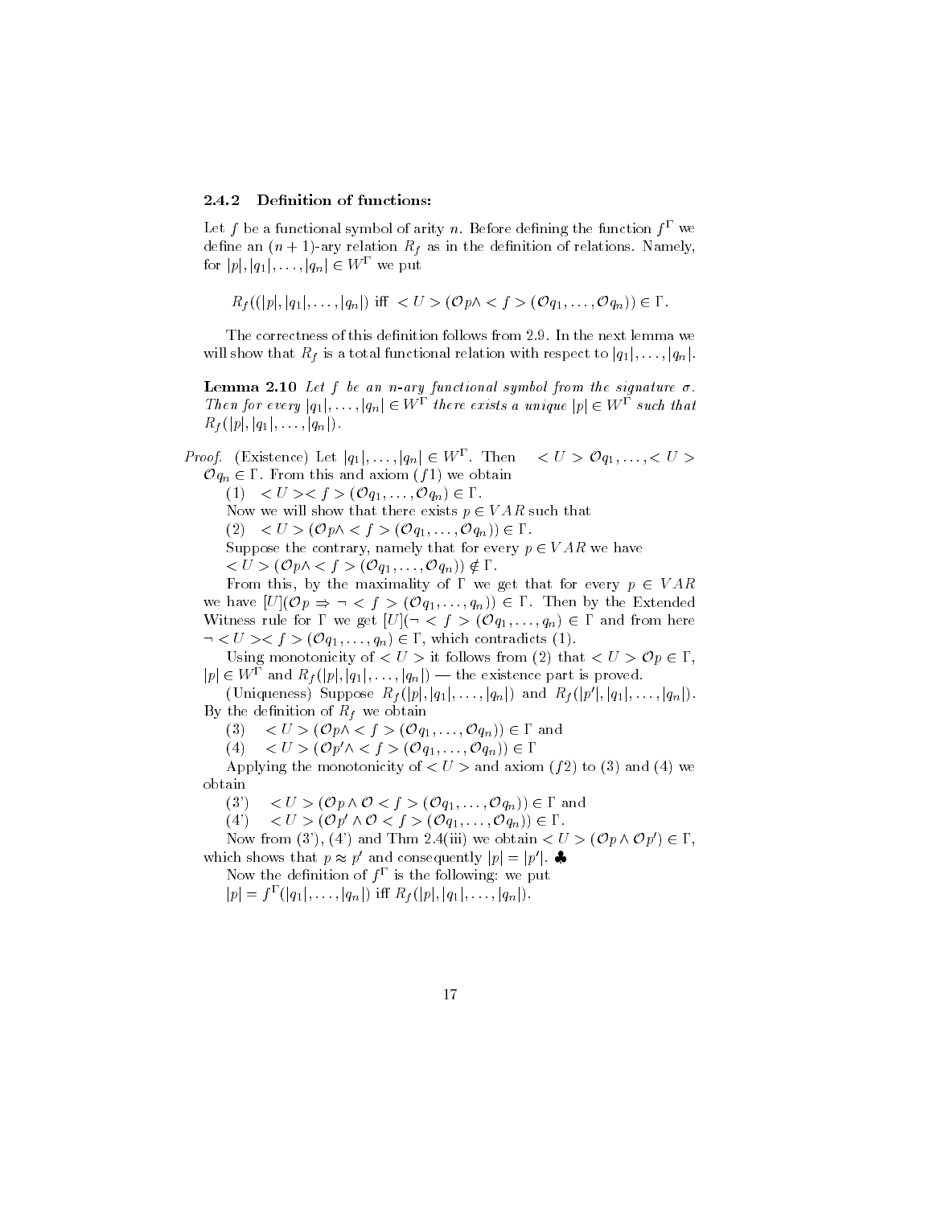### 2.4.2 Definition of functions:

Let $f$ be a functional symbol of arity $n$. Before defining the function $f^\Gamma$ we define an $(n+1)$-ary relation $R_f$ as in the definition of relations. Namely, for $|p|, |q_1|, \ldots, |q_n| \in W^\Gamma$ we put

$$R_f((|p|, |q_1|, \ldots, |q_n|) \text{ iff } < U > (\mathcal{O}p \wedge < f > (\mathcal{O}q_1, \ldots, \mathcal{O}q_n)) \in \Gamma.$$

The correctness of this definition follows from 2.9. In the next lemma we will show that $R_f$ is a total functional relation with respect to $|q_1|, \ldots, |q_n|$.

**Lemma 2.10** *Let $f$ be an $n$-ary functional symbol from the signature $\sigma$. Then for every $|q_1|, \ldots, |q_n| \in W^\Gamma$ there exists a unique $|p| \in W^\Gamma$ such that $R_f(|p|, |q_1|, \ldots, |q_n|)$.*

*Proof.* (Existence) Let $|q_1|, \ldots, |q_n| \in W^\Gamma$. Then $< U > \mathcal{O}q_1, \ldots, < U > \mathcal{O}q_n \in \Gamma$. From this and axiom $(f1)$ we obtain

(1) $< U >< f > (\mathcal{O}q_1, \ldots, \mathcal{O}q_n) \in \Gamma$.

Now we will show that there exists $p \in VAR$ such that

(2) $< U > (\mathcal{O}p \wedge < f > (\mathcal{O}q_1, \ldots, \mathcal{O}q_n)) \in \Gamma$.

Suppose the contrary, namely that for every $p \in VAR$ we have

$< U > (\mathcal{O}p \wedge < f > (\mathcal{O}q_1, \ldots, \mathcal{O}q_n)) \notin \Gamma$.

From this, by the maximality of $\Gamma$ we get that for every $p \in VAR$ we have $[U](\mathcal{O}p \Rightarrow \neg < f > (\mathcal{O}q_1, \ldots, q_n)) \in \Gamma$. Then by the Extended Witness rule for $\Gamma$ we get $[U](\neg < f > (\mathcal{O}q_1, \ldots, q_n) \in \Gamma$ and from here $\neg < U >< f > (\mathcal{O}q_1, \ldots, q_n) \in \Gamma$, which contradicts (1).

Using monotonicity of $< U >$ it follows from (2) that $< U > \mathcal{O}p \in \Gamma$, $|p| \in W^\Gamma$ and $R_f(|p|, |q_1|, \ldots, |q_n|)$ — the existence part is proved.

(Uniqueness) Suppose $R_f(|p|, |q_1|, \ldots, |q_n|)$ and $R_f(|p'|, |q_1|, \ldots, |q_n|)$. By the definition of $R_f$ we obtain

(3) $< U > (\mathcal{O}p \wedge < f > (\mathcal{O}q_1, \ldots, \mathcal{O}q_n)) \in \Gamma$ and

(4) $< U > (\mathcal{O}p' \wedge < f > (\mathcal{O}q_1, \ldots, \mathcal{O}q_n)) \in \Gamma$

Applying the monotonicity of $< U >$ and axiom $(f2)$ to (3) and (4) we obtain

(3') $< U > (\mathcal{O}p \wedge \mathcal{O} < f > (\mathcal{O}q_1, \ldots, \mathcal{O}q_n)) \in \Gamma$ and

(4') $< U > (\mathcal{O}p' \wedge \mathcal{O} < f > (\mathcal{O}q_1, \ldots, \mathcal{O}q_n)) \in \Gamma$.

Now from (3'), (4') and Thm 2.4(iii) we obtain $< U > (\mathcal{O}p \wedge \mathcal{O}p') \in \Gamma$, which shows that $p \approx p'$ and consequently $|p| = |p'|$. ♣

Now the definition of $f^\Gamma$ is the following: we put

$|p| = f^\Gamma(|q_1|, \ldots, |q_n|)$ iff $R_f(|p|, |q_1|, \ldots, |q_n|)$.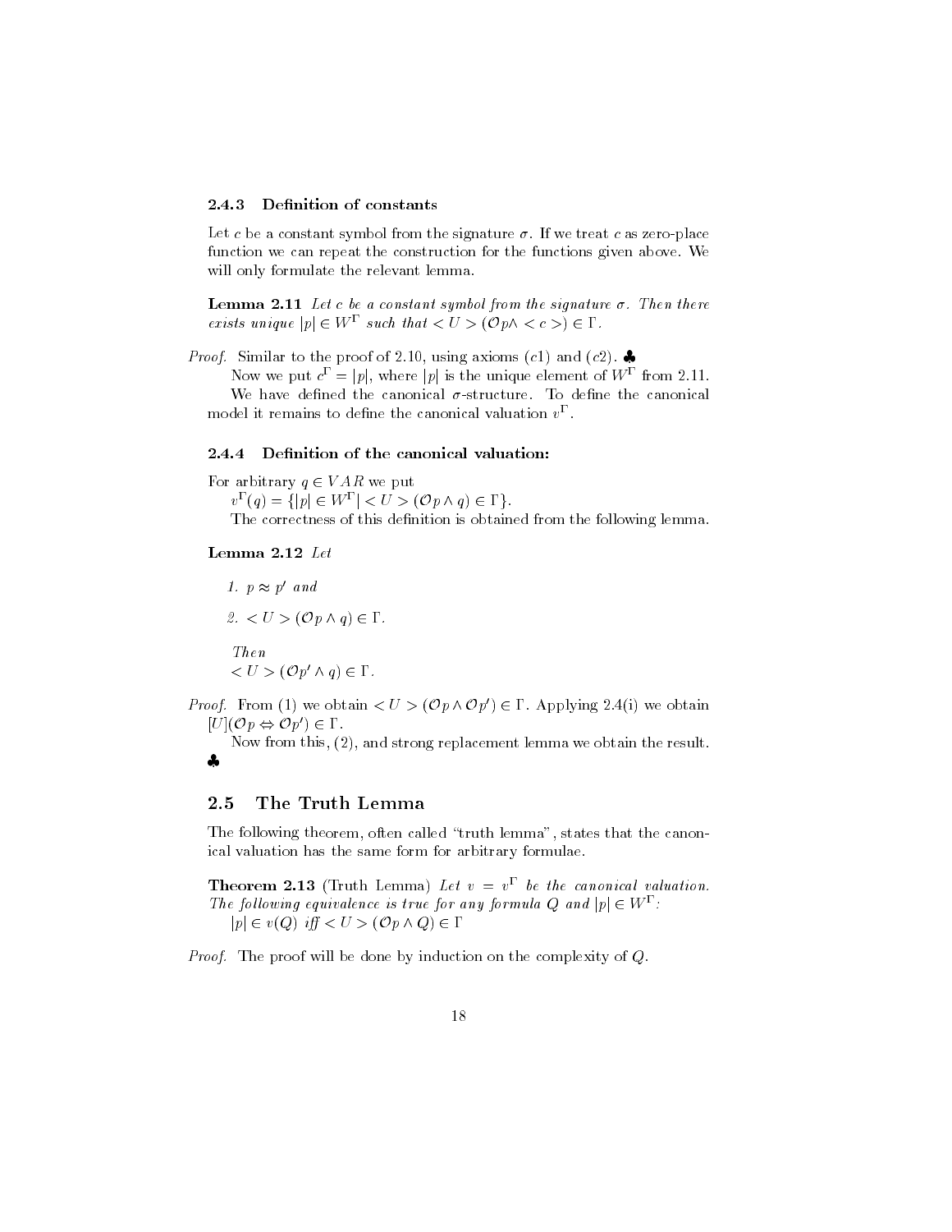### 2.4.3 Definition of constants

Let $c$ be a constant symbol from the signature $\sigma$. If we treat $c$ as zero-place function we can repeat the construction for the functions given above. We will only formulate the relevant lemma.

**Lemma 2.11** *Let $c$ be a constant symbol from the signature $\sigma$. Then there exists unique $|p| \in W^\Gamma$ such that $<U> (\mathcal{O}p \wedge <c>) \in \Gamma$.*

*Proof.* Similar to the proof of 2.10, using axioms $(c1)$ and $(c2)$. ♣

Now we put $c^\Gamma = |p|$, where $|p|$ is the unique element of $W^\Gamma$ from 2.11.

We have defined the canonical $\sigma$-structure. To define the canonical model it remains to define the canonical valuation $v^\Gamma$.

### 2.4.4 Definition of the canonical valuation:

For arbitrary $q \in VAR$ we put

$v^\Gamma(q) = \{|p| \in W^\Gamma | <U> (\mathcal{O}p \wedge q) \in \Gamma\}$.

The correctness of this definition is obtained from the following lemma.

**Lemma 2.12** *Let*

1. *$p \approx p'$ and*
2. *$<U> (\mathcal{O}p \wedge q) \in \Gamma$.*

*Then*
*$<U> (\mathcal{O}p' \wedge q) \in \Gamma$.*

*Proof.* From (1) we obtain $<U> (\mathcal{O}p \wedge \mathcal{O}p') \in \Gamma$. Applying 2.4(i) we obtain $[U](\mathcal{O}p \Leftrightarrow \mathcal{O}p') \in \Gamma$.

Now from this, (2), and strong replacement lemma we obtain the result.
♣

## 2.5 The Truth Lemma

The following theorem, often called "truth lemma", states that the canonical valuation has the same form for arbitrary formulae.

**Theorem 2.13** (Truth Lemma) *Let $v = v^\Gamma$ be the canonical valuation. The following equivalence is true for any formula $Q$ and $|p| \in W^\Gamma$:*
*$|p| \in v(Q)$ iff $<U> (\mathcal{O}p \wedge Q) \in \Gamma$*

*Proof.* The proof will be done by induction on the complexity of $Q$.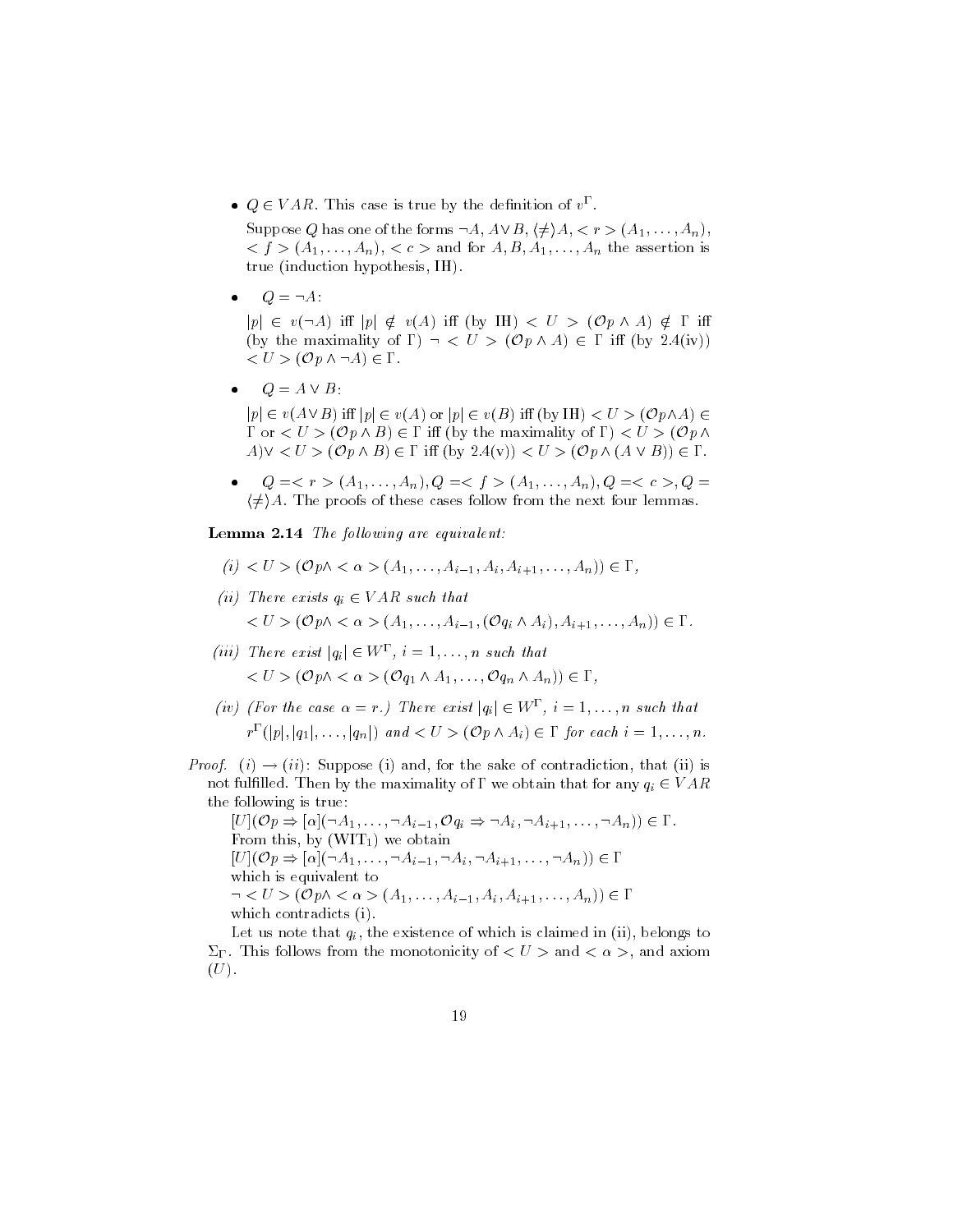- $Q \in VAR$. This case is true by the definition of $v^\Gamma$.

  Suppose $Q$ has one of the forms $\neg A$, $A \vee B$, $\langle \neq \rangle A$, $< r > (A_1, \ldots, A_n)$, $< f > (A_1, \ldots, A_n)$, $< c >$ and for $A, B, A_1, \ldots, A_n$ the assertion is true (induction hypothesis, IH).

- $Q = \neg A$:

  $|p| \in v(\neg A)$ iff $|p| \notin v(A)$ iff (by IH) $< U > (\mathcal{O}p \wedge A) \notin \Gamma$ iff (by the maximality of $\Gamma$) $\neg < U > (\mathcal{O}p \wedge A) \in \Gamma$ iff (by 2.4(iv)) $< U > (\mathcal{O}p \wedge \neg A) \in \Gamma$.

- $Q = A \vee B$:

  $|p| \in v(A \vee B)$ iff $|p| \in v(A)$ or $|p| \in v(B)$ iff (by IH) $< U > (\mathcal{O}p \wedge A) \in \Gamma$ or $< U > (\mathcal{O}p \wedge B) \in \Gamma$ iff (by the maximality of $\Gamma$) $< U > (\mathcal{O}p \wedge A) \vee < U > (\mathcal{O}p \wedge B) \in \Gamma$ iff (by 2.4(v)) $< U > (\mathcal{O}p \wedge (A \vee B)) \in \Gamma$.

- $Q = < r > (A_1, \ldots, A_n), Q = < f > (A_1, \ldots, A_n), Q = < c >, Q = \langle \neq \rangle A$. The proofs of these cases follow from the next four lemmas.

**Lemma 2.14** *The following are equivalent:*

*(i)* $< U > (\mathcal{O}p \wedge < \alpha > (A_1, \ldots, A_{i-1}, A_i, A_{i+1}, \ldots, A_n)) \in \Gamma$,

*(ii) There exists* $q_i \in VAR$ *such that*
$< U > (\mathcal{O}p \wedge < \alpha > (A_1, \ldots, A_{i-1}, (\mathcal{O}q_i \wedge A_i), A_{i+1}, \ldots, A_n)) \in \Gamma$.

*(iii) There exist* $|q_i| \in W^\Gamma$, $i = 1, \ldots, n$ *such that*
$< U > (\mathcal{O}p \wedge < \alpha > (\mathcal{O}q_1 \wedge A_1, \ldots, \mathcal{O}q_n \wedge A_n)) \in \Gamma$,

*(iv) (For the case* $\alpha = r$.*) There exist* $|q_i| \in W^\Gamma$, $i = 1, \ldots, n$ *such that*
$r^\Gamma(|p|, |q_1|, \ldots, |q_n|)$ *and* $< U > (\mathcal{O}p \wedge A_i) \in \Gamma$ *for each* $i = 1, \ldots, n$.

*Proof.* $(i) \rightarrow (ii)$: Suppose (i) and, for the sake of contradiction, that (ii) is not fulfilled. Then by the maximality of $\Gamma$ we obtain that for any $q_i \in VAR$ the following is true:
$[U](\mathcal{O}p \Rightarrow [\alpha](\neg A_1, \ldots, \neg A_{i-1}, \mathcal{O}q_i \Rightarrow \neg A_i, \neg A_{i+1}, \ldots, \neg A_n)) \in \Gamma$.
From this, by ($\mathrm{WIT}_1$) we obtain
$[U](\mathcal{O}p \Rightarrow [\alpha](\neg A_1, \ldots, \neg A_{i-1}, \neg A_i, \neg A_{i+1}, \ldots, \neg A_n)) \in \Gamma$
which is equivalent to
$\neg < U > (\mathcal{O}p \wedge < \alpha > (A_1, \ldots, A_{i-1}, A_i, A_{i+1}, \ldots, A_n)) \in \Gamma$
which contradicts (i).

Let us note that $q_i$, the existence of which is claimed in (ii), belongs to $\Sigma_\Gamma$. This follows from the monotonicity of $< U >$ and $< \alpha >$, and axiom $(U)$.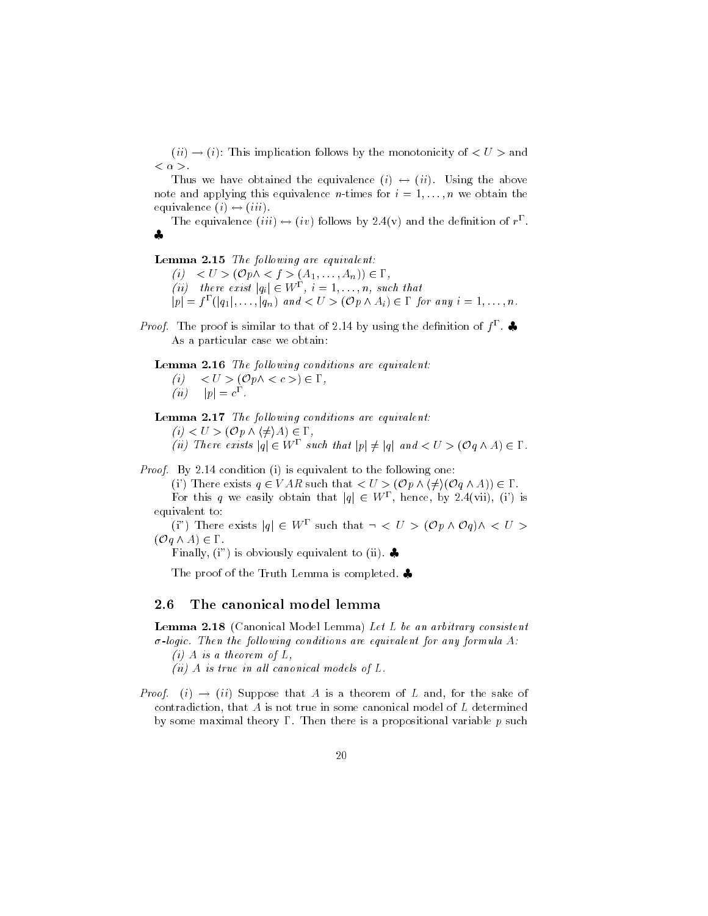$(ii) \rightarrow (i)$: This implication follows by the monotonicity of $< U >$ and $< \alpha >$.

Thus we have obtained the equivalence $(i) \leftrightarrow (ii)$. Using the above note and applying this equivalence $n$-times for $i = 1, \ldots, n$ we obtain the equivalence $(i) \leftrightarrow (iii)$.

The equivalence $(iii) \leftrightarrow (iv)$ follows by 2.4(v) and the definition of $r^\Gamma$. ♣

**Lemma 2.15** *The following are equivalent:*

*(i)* $< U > (\mathcal{O}p \wedge < f > (A_1, \ldots, A_n)) \in \Gamma$,

*(ii) there exist* $|q_i| \in W^\Gamma$, $i = 1, \ldots, n$, *such that* $|p| = f^\Gamma(|q_1|, \ldots, |q_n|)$ *and* $< U > (\mathcal{O}p \wedge A_i) \in \Gamma$ *for any* $i = 1, \ldots, n$.

*Proof.* The proof is similar to that of 2.14 by using the definition of $f^\Gamma$. ♣

As a particular case we obtain:

**Lemma 2.16** *The following conditions are equivalent:*

*(i)* $< U > (\mathcal{O}p \wedge < c >) \in \Gamma$,

*(ii)* $|p| = c^\Gamma$.

**Lemma 2.17** *The following conditions are equivalent:*

*(i)* $< U > (\mathcal{O}p \wedge \langle \neq \rangle A) \in \Gamma$,

*(ii) There exists* $|q| \in W^\Gamma$ *such that* $|p| \neq |q|$ *and* $< U > (\mathcal{O}q \wedge A) \in \Gamma$.

*Proof.* By 2.14 condition (i) is equivalent to the following one:

(i') There exists $q \in VAR$ such that $< U > (\mathcal{O}p \wedge \langle \neq \rangle (\mathcal{O}q \wedge A)) \in \Gamma$.

For this $q$ we easily obtain that $|q| \in W^\Gamma$, hence, by 2.4(vii), (i') is equivalent to:

(i") There exists $|q| \in W^\Gamma$ such that $\neg < U > (\mathcal{O}p \wedge \mathcal{O}q) \wedge < U > (\mathcal{O}q \wedge A) \in \Gamma$.

Finally, (i") is obviously equivalent to (ii). ♣

The proof of the Truth Lemma is completed. ♣

## 2.6 The canonical model lemma

**Lemma 2.18** (Canonical Model Lemma) *Let L be an arbitrary consistent* $\sigma$*-logic. Then the following conditions are equivalent for any formula A:*

*(i) A is a theorem of L,*

*(ii) A is true in all canonical models of L.*

*Proof.* $(i) \rightarrow (ii)$ Suppose that $A$ is a theorem of $L$ and, for the sake of contradiction, that $A$ is not true in some canonical model of $L$ determined by some maximal theory $\Gamma$. Then there is a propositional variable $p$ such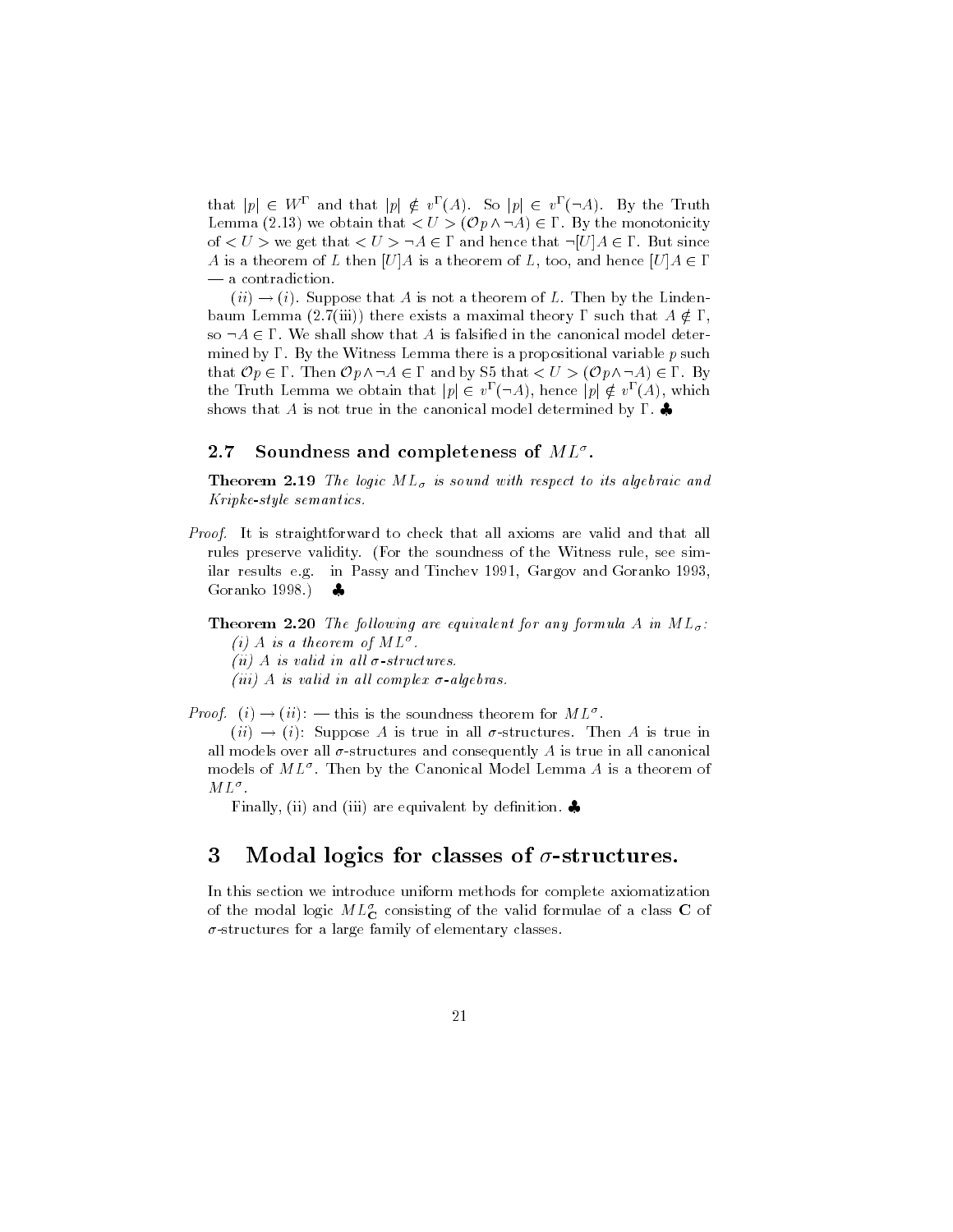that $|p| \in W^\Gamma$ and that $|p| \notin v^\Gamma(A)$. So $|p| \in v^\Gamma(\neg A)$. By the Truth Lemma (2.13) we obtain that $< U > (\mathcal{O}p \wedge \neg A) \in \Gamma$. By the monotonicity of $< U >$ we get that $< U > \neg A \in \Gamma$ and hence that $\neg[U]A \in \Gamma$. But since $A$ is a theorem of $L$ then $[U]A$ is a theorem of $L$, too, and hence $[U]A \in \Gamma$ — a contradiction.

$(ii) \rightarrow (i)$. Suppose that $A$ is not a theorem of $L$. Then by the Lindenbaum Lemma (2.7(iii)) there exists a maximal theory $\Gamma$ such that $A \notin \Gamma$, so $\neg A \in \Gamma$. We shall show that $A$ is falsified in the canonical model determined by $\Gamma$. By the Witness Lemma there is a propositional variable $p$ such that $\mathcal{O}p \in \Gamma$. Then $\mathcal{O}p \wedge \neg A \in \Gamma$ and by S5 that $< U > (\mathcal{O}p \wedge \neg A) \in \Gamma$. By the Truth Lemma we obtain that $|p| \in v^\Gamma(\neg A)$, hence $|p| \notin v^\Gamma(A)$, which shows that $A$ is not true in the canonical model determined by $\Gamma$. ♣

## 2.7 Soundness and completeness of $ML^\sigma$.

**Theorem 2.19** *The logic $ML_\sigma$ is sound with respect to its algebraic and Kripke-style semantics.*

*Proof.* It is straightforward to check that all axioms are valid and that all rules preserve validity. (For the soundness of the Witness rule, see similar results e.g. in Passy and Tinchev 1991, Gargov and Goranko 1993, Goranko 1998.) ♣

**Theorem 2.20** *The following are equivalent for any formula $A$ in $ML_\sigma$:*
*(i) $A$ is a theorem of $ML^\sigma$.*
*(ii) $A$ is valid in all $\sigma$-structures.*
*(iii) $A$ is valid in all complex $\sigma$-algebras.*

*Proof.* $(i) \rightarrow (ii)$: — this is the soundness theorem for $ML^\sigma$.

$(ii) \rightarrow (i)$: Suppose $A$ is true in all $\sigma$-structures. Then $A$ is true in all models over all $\sigma$-structures and consequently $A$ is true in all canonical models of $ML^\sigma$. Then by the Canonical Model Lemma $A$ is a theorem of $ML^\sigma$.

Finally, (ii) and (iii) are equivalent by definition. ♣

# 3 Modal logics for classes of $\sigma$-structures.

In this section we introduce uniform methods for complete axiomatization of the modal logic $ML^\sigma_{\mathbf{C}}$ consisting of the valid formulae of a class $\mathbf{C}$ of $\sigma$-structures for a large family of elementary classes.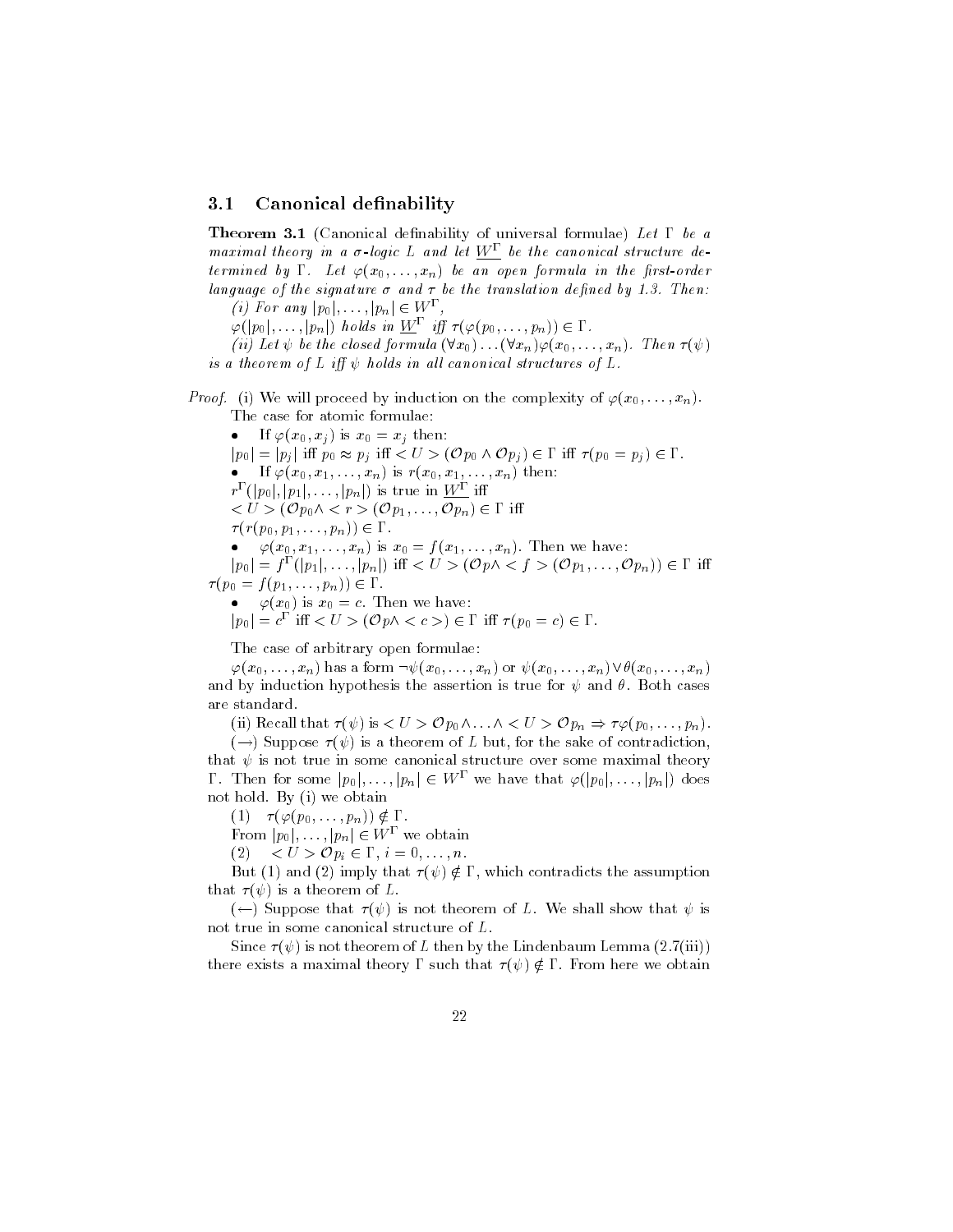### 3.1 Canonical definability

**Theorem 3.1** (Canonical definability of universal formulae) *Let $\Gamma$ be a maximal theory in a $\sigma$-logic $L$ and let $\underline{W^\Gamma}$ be the canonical structure determined by $\Gamma$. Let $\varphi(x_0, \ldots, x_n)$ be an open formula in the first-order language of the signature $\sigma$ and $\tau$ be the translation defined by 1.3. Then:*

*(i) For any $|p_0|, \ldots, |p_n| \in W^\Gamma$,*

*$\varphi(|p_0|, \ldots, |p_n|)$ holds in $\underline{W^\Gamma}$ iff $\tau(\varphi(p_0, \ldots, p_n)) \in \Gamma$.*

*(ii) Let $\psi$ be the closed formula $(\forall x_0) \ldots (\forall x_n)\varphi(x_0, \ldots, x_n)$. Then $\tau(\psi)$ is a theorem of $L$ iff $\psi$ holds in all canonical structures of $L$.*

*Proof.* (i) We will proceed by induction on the complexity of $\varphi(x_0, \ldots, x_n)$.

The case for atomic formulae:

- If $\varphi(x_0, x_j)$ is $x_0 = x_j$ then:

$|p_0| = |p_j|$ iff $p_0 \approx p_j$ iff $< U > (\mathcal{O}p_0 \wedge \mathcal{O}p_j) \in \Gamma$ iff $\tau(p_0 = p_j) \in \Gamma$.

- If $\varphi(x_0, x_1, \ldots, x_n)$ is $r(x_0, x_1, \ldots, x_n)$ then:

$r^\Gamma(|p_0|, |p_1|, \ldots, |p_n|)$ is true in $\underline{W^\Gamma}$ iff

$< U > (\mathcal{O}p_0 \wedge < r > (\mathcal{O}p_1, \ldots, \mathcal{O}p_n) \in \Gamma$ iff

$\tau(r(p_0, p_1, \ldots, p_n)) \in \Gamma$.

- $\varphi(x_0, x_1, \ldots, x_n)$ is $x_0 = f(x_1, \ldots, x_n)$. Then we have:

$|p_0| = f^\Gamma(|p_1|, \ldots, |p_n|)$ iff $< U > (\mathcal{O}p \wedge < f > (\mathcal{O}p_1, \ldots, \mathcal{O}p_n)) \in \Gamma$ iff $\tau(p_0 = f(p_1, \ldots, p_n)) \in \Gamma$.

- $\varphi(x_0)$ is $x_0 = c$. Then we have:

$|p_0| = c^\Gamma$ iff $< U > (\mathcal{O}p \wedge < c >) \in \Gamma$ iff $\tau(p_0 = c) \in \Gamma$.

The case of arbitrary open formulae:

$\varphi(x_0, \ldots, x_n)$ has a form $\neg\psi(x_0, \ldots, x_n)$ or $\psi(x_0, \ldots, x_n) \vee \theta(x_0, \ldots, x_n)$ and by induction hypothesis the assertion is true for $\psi$ and $\theta$. Both cases are standard.

(ii) Recall that $\tau(\psi)$ is $< U > \mathcal{O}p_0 \wedge \ldots \wedge < U > \mathcal{O}p_n \Rightarrow \tau\varphi(p_0, \ldots, p_n)$.

($\rightarrow$) Suppose $\tau(\psi)$ is a theorem of $L$ but, for the sake of contradiction, that $\psi$ is not true in some canonical structure over some maximal theory $\Gamma$. Then for some $|p_0|, \ldots, |p_n| \in W^\Gamma$ we have that $\varphi(|p_0|, \ldots, |p_n|)$ does not hold. By (i) we obtain

(1) $\quad \tau(\varphi(p_0, \ldots, p_n)) \notin \Gamma$.

From $|p_0|, \ldots, |p_n| \in W^\Gamma$ we obtain

(2) $\quad < U > \mathcal{O}p_i \in \Gamma$, $i = 0, \ldots, n$.

But (1) and (2) imply that $\tau(\psi) \notin \Gamma$, which contradicts the assumption that $\tau(\psi)$ is a theorem of $L$.

($\leftarrow$) Suppose that $\tau(\psi)$ is not theorem of $L$. We shall show that $\psi$ is not true in some canonical structure of $L$.

Since $\tau(\psi)$ is not theorem of $L$ then by the Lindenbaum Lemma (2.7(iii)) there exists a maximal theory $\Gamma$ such that $\tau(\psi) \notin \Gamma$. From here we obtain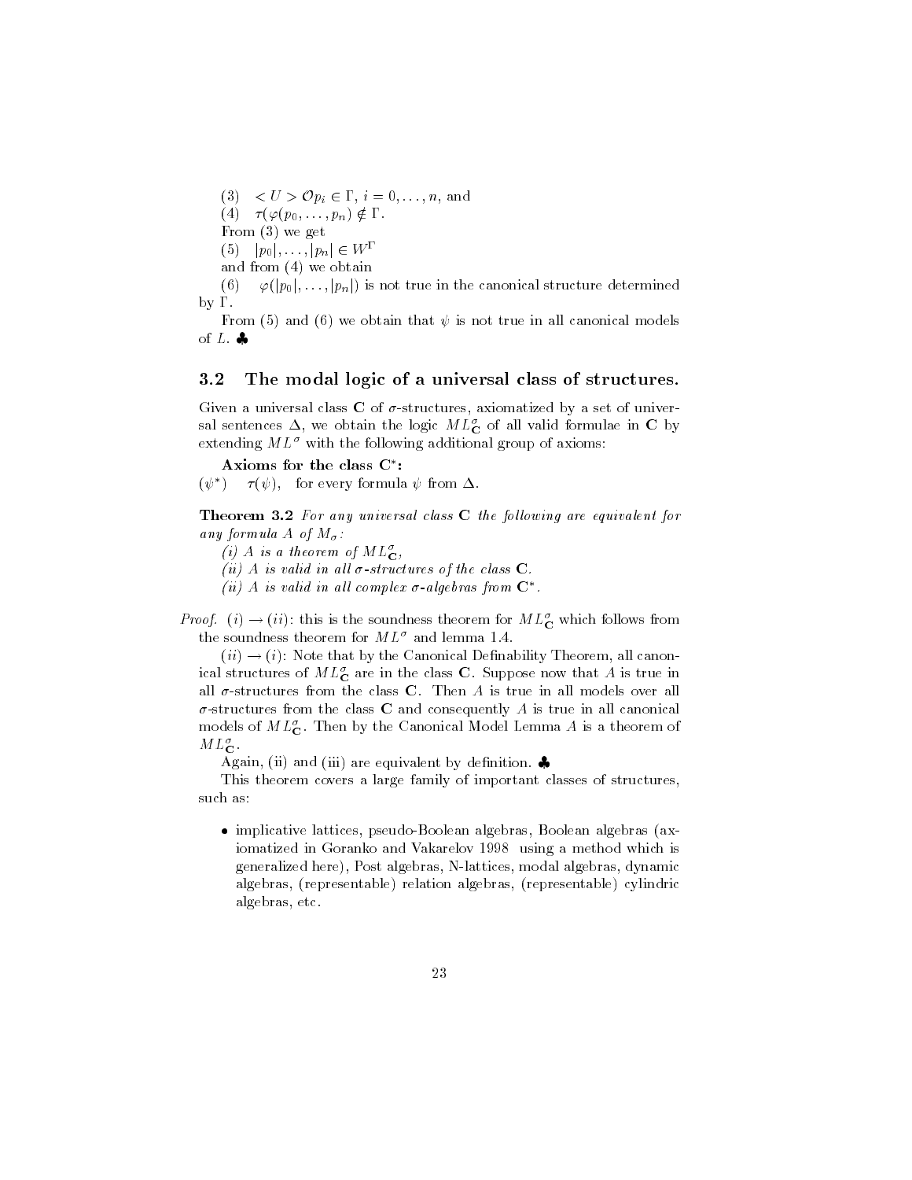(3) $< U > \mathcal{O}p_i \in \Gamma$, $i = 0, \ldots, n$, and

(4) $\tau(\varphi(p_0, \ldots, p_n) \notin \Gamma$.

From (3) we get

(5) $|p_0|, \ldots, |p_n| \in W^\Gamma$

and from (4) we obtain

(6) $\varphi(|p_0|, \ldots, |p_n|)$ is not true in the canonical structure determined by $\Gamma$.

From (5) and (6) we obtain that $\psi$ is not true in all canonical models of $L$. ♣

## 3.2 The modal logic of a universal class of structures.

Given a universal class $\mathbf{C}$ of $\sigma$-structures, axiomatized by a set of universal sentences $\Delta$, we obtain the logic $ML^\sigma_\mathbf{C}$ of all valid formulae in $\mathbf{C}$ by extending $ML^\sigma$ with the following additional group of axioms:

**Axioms for the class $\mathbf{C}^*$:**

($\psi^*$) $\quad \tau(\psi)$, for every formula $\psi$ from $\Delta$.

**Theorem 3.2** *For any universal class $\mathbf{C}$ the following are equivalent for any formula $A$ of $M_\sigma$:*

*(i) $A$ is a theorem of $ML^\sigma_\mathbf{C}$,*

*(ii) $A$ is valid in all $\sigma$-structures of the class $\mathbf{C}$.*

*(ii) $A$ is valid in all complex $\sigma$-algebras from $\mathbf{C}^*$.*

*Proof.* $(i) \rightarrow (ii)$: this is the soundness theorem for $ML^\sigma_\mathbf{C}$ which follows from the soundness theorem for $ML^\sigma$ and lemma 1.4.

$(ii) \rightarrow (i)$: Note that by the Canonical Definability Theorem, all canonical structures of $ML^\sigma_\mathbf{C}$ are in the class $\mathbf{C}$. Suppose now that $A$ is true in all $\sigma$-structures from the class $\mathbf{C}$. Then $A$ is true in all models over all $\sigma$-structures from the class $\mathbf{C}$ and consequently $A$ is true in all canonical models of $ML^\sigma_\mathbf{C}$. Then by the Canonical Model Lemma $A$ is a theorem of $ML^\sigma_\mathbf{C}$.

Again, (ii) and (iii) are equivalent by definition. ♣

This theorem covers a large family of important classes of structures, such as:

- implicative lattices, pseudo-Boolean algebras, Boolean algebras (axiomatized in Goranko and Vakarelov 1998 using a method which is generalized here), Post algebras, N-lattices, modal algebras, dynamic algebras, (representable) relation algebras, (representable) cylindric algebras, etc.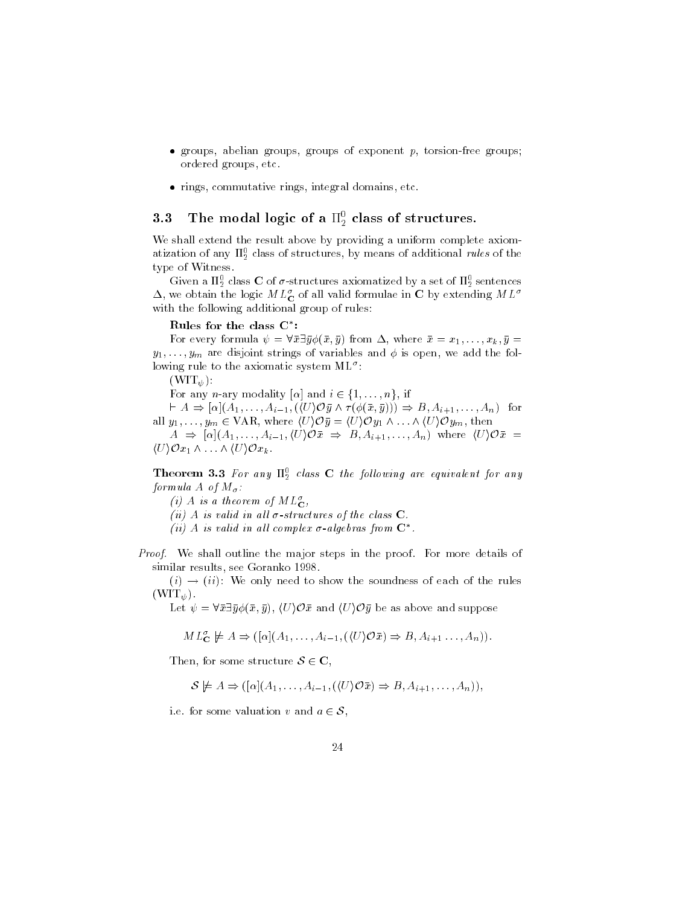- groups, abelian groups, groups of exponent $p$, torsion-free groups; ordered groups, etc.
- rings, commutative rings, integral domains, etc.

### 3.3 The modal logic of a $\Pi^0_2$ class of structures.

We shall extend the result above by providing a uniform complete axiomatization of any $\Pi^0_2$ class of structures, by means of additional *rules* of the type of Witness.

Given a $\Pi^0_2$ class $\mathbf{C}$ of $\sigma$-structures axiomatized by a set of $\Pi^0_2$ sentences $\Delta$, we obtain the logic $ML^\sigma_{\mathbf{C}}$ of all valid formulae in $\mathbf{C}$ by extending $ML^\sigma$ with the following additional group of rules:

**Rules for the class $\mathbf{C}^*$:**

For every formula $\psi = \forall\bar{x}\exists\bar{y}\phi(\bar{x},\bar{y})$ from $\Delta$, where $\bar{x} = x_1,\ldots,x_k, \bar{y} = y_1,\ldots,y_m$ are disjoint strings of variables and $\phi$ is open, we add the following rule to the axiomatic system $\mathrm{ML}^\sigma$:

($\mathrm{WIT}_\psi$):

For any $n$-ary modality $[\alpha]$ and $i \in \{1,\ldots,n\}$, if

$\vdash A \Rightarrow [\alpha](A_1,\ldots,A_{i-1},(\langle U\rangle\mathcal{O}\bar{y} \wedge \tau(\phi(\bar{x},\bar{y}))) \Rightarrow B, A_{i+1},\ldots,A_n)$ for all $y_1,\ldots,y_m \in \mathrm{VAR}$, where $\langle U\rangle\mathcal{O}\bar{y} = \langle U\rangle\mathcal{O}y_1 \wedge \ldots \wedge \langle U\rangle\mathcal{O}y_m$, then

$A \Rightarrow [\alpha](A_1,\ldots,A_{i-1},\langle U\rangle\mathcal{O}\bar{x} \Rightarrow B, A_{i+1},\ldots,A_n)$ where $\langle U\rangle\mathcal{O}\bar{x} = \langle U\rangle\mathcal{O}x_1 \wedge \ldots \wedge \langle U\rangle\mathcal{O}x_k$.

**Theorem 3.3** *For any $\Pi^0_2$ class $\mathbf{C}$ the following are equivalent for any formula $A$ of $M_\sigma$:*

*(i) $A$ is a theorem of $ML^\sigma_{\mathbf{C}}$,*

*(ii) $A$ is valid in all $\sigma$-structures of the class $\mathbf{C}$.*

*(ii) $A$ is valid in all complex $\sigma$-algebras from $\mathbf{C}^*$.*

*Proof.* We shall outline the major steps in the proof. For more details of similar results, see Goranko 1998.

$(i) \rightarrow (ii)$: We only need to show the soundness of each of the rules ($\mathrm{WIT}_\psi$).

Let $\psi = \forall\bar{x}\exists\bar{y}\phi(\bar{x},\bar{y})$, $\langle U\rangle\mathcal{O}\bar{x}$ and $\langle U\rangle\mathcal{O}\bar{y}$ be as above and suppose

$$ML^\sigma_{\mathbf{C}} \not\models A \Rightarrow ([\alpha](A_1,\ldots,A_{i-1},(\langle U\rangle\mathcal{O}\bar{x}) \Rightarrow B, A_{i+1}\ldots,A_n)).$$

Then, for some structure $\mathcal{S} \in \mathbf{C}$,

$$\mathcal{S} \not\models A \Rightarrow ([\alpha](A_1,\ldots,A_{i-1},(\langle U\rangle\mathcal{O}\bar{x}) \Rightarrow B, A_{i+1},\ldots,A_n)),$$

i.e. for some valuation $v$ and $a \in \mathcal{S}$,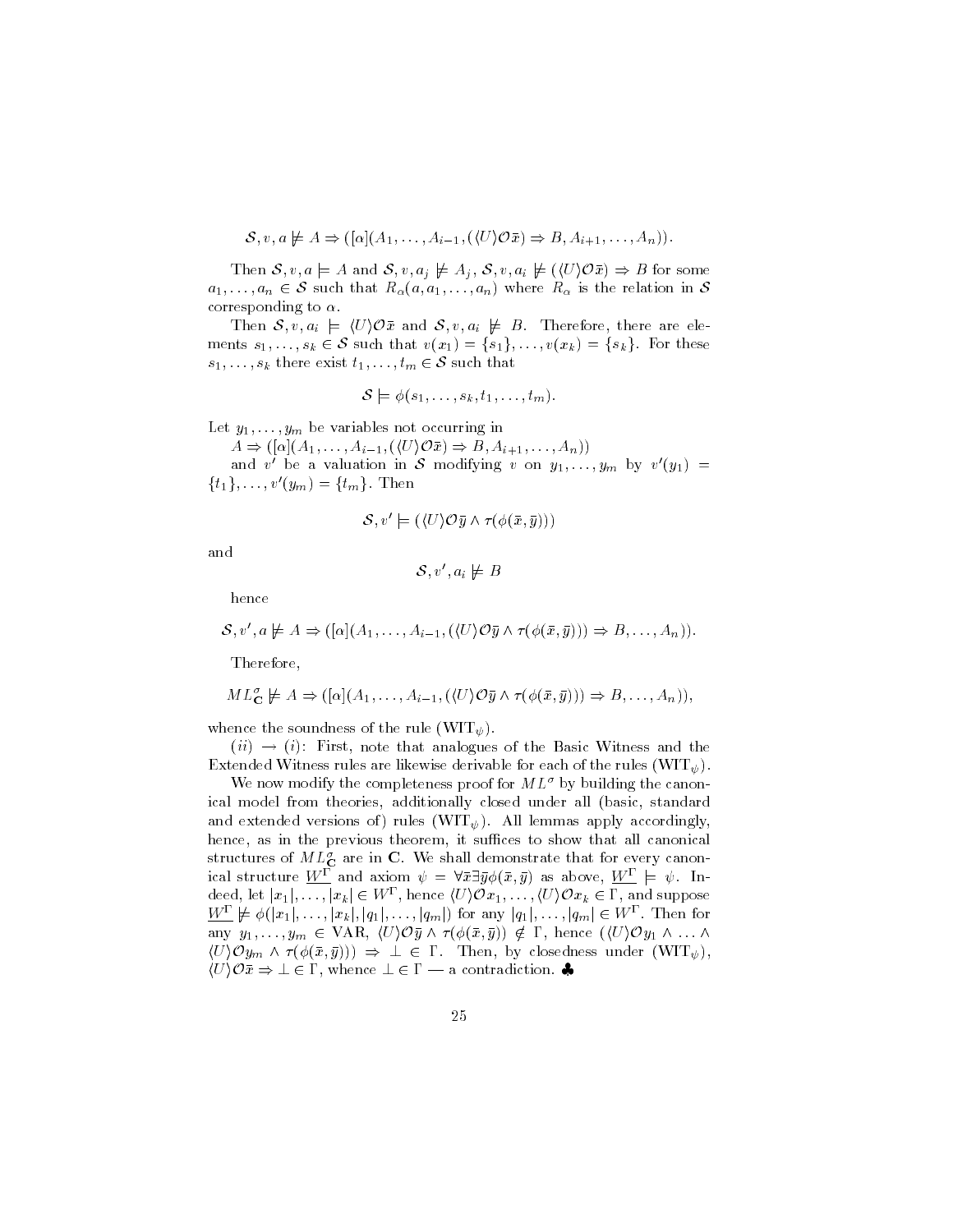$$\mathcal{S}, v, a \not\models A \Rightarrow ([\alpha](A_1, \ldots, A_{i-1}, (\langle U \rangle \mathcal{O}\bar{x}) \Rightarrow B, A_{i+1}, \ldots, A_n)).$$

Then $\mathcal{S}, v, a \models A$ and $\mathcal{S}, v, a_j \not\models A_j$, $\mathcal{S}, v, a_i \not\models (\langle U \rangle \mathcal{O}\bar{x}) \Rightarrow B$ for some $a_1, \ldots, a_n \in \mathcal{S}$ such that $R_\alpha(a, a_1, \ldots, a_n)$ where $R_\alpha$ is the relation in $\mathcal{S}$ corresponding to $\alpha$.

Then $\mathcal{S}, v, a_i \models \langle U \rangle \mathcal{O}\bar{x}$ and $\mathcal{S}, v, a_i \not\models B$. Therefore, there are elements $s_1, \ldots, s_k \in \mathcal{S}$ such that $v(x_1) = \{s_1\}, \ldots, v(x_k) = \{s_k\}$. For these $s_1, \ldots, s_k$ there exist $t_1, \ldots, t_m \in \mathcal{S}$ such that

$$\mathcal{S} \models \phi(s_1, \ldots, s_k, t_1, \ldots, t_m).$$

Let $y_1, \ldots, y_m$ be variables not occurring in
$A \Rightarrow ([\alpha](A_1, \ldots, A_{i-1}, (\langle U \rangle \mathcal{O}\bar{x}) \Rightarrow B, A_{i+1}, \ldots, A_n))$
and $v'$ be a valuation in $\mathcal{S}$ modifying $v$ on $y_1, \ldots, y_m$ by $v'(y_1) = \{t_1\}, \ldots, v'(y_m) = \{t_m\}$. Then

$$\mathcal{S}, v' \models (\langle U \rangle \mathcal{O}\bar{y} \wedge \tau(\phi(\bar{x}, \bar{y})))$$

and

$$\mathcal{S}, v', a_i \not\models B$$

hence

$$\mathcal{S}, v', a \not\models A \Rightarrow ([\alpha](A_1, \ldots, A_{i-1}, (\langle U \rangle \mathcal{O}\bar{y} \wedge \tau(\phi(\bar{x}, \bar{y}))) \Rightarrow B, \ldots, A_n)).$$

Therefore,

$$ML^\sigma_{\mathbf{C}} \not\models A \Rightarrow ([\alpha](A_1, \ldots, A_{i-1}, (\langle U \rangle \mathcal{O}\bar{y} \wedge \tau(\phi(\bar{x}, \bar{y}))) \Rightarrow B, \ldots, A_n)),$$

whence the soundness of the rule (WIT$_\psi$).

$(ii) \rightarrow (i)$: First, note that analogues of the Basic Witness and the Extended Witness rules are likewise derivable for each of the rules (WIT$_\psi$).

We now modify the completeness proof for $ML^\sigma$ by building the canonical model from theories, additionally closed under all (basic, standard and extended versions of) rules (WIT$_\psi$). All lemmas apply accordingly, hence, as in the previous theorem, it suffices to show that all canonical structures of $ML^\sigma_{\mathbf{C}}$ are in $\mathbf{C}$. We shall demonstrate that for every canonical structure $\underline{W^\Gamma}$ and axiom $\psi = \forall\bar{x}\exists\bar{y}\phi(\bar{x}, \bar{y})$ as above, $\underline{W^\Gamma} \models \psi$. Indeed, let $|x_1|, \ldots, |x_k| \in W^\Gamma$, hence $\langle U \rangle \mathcal{O}x_1, \ldots, \langle U \rangle \mathcal{O}x_k \in \Gamma$, and suppose $\underline{W^\Gamma} \not\models \phi(|x_1|, \ldots, |x_k|, |q_1|, \ldots, |q_m|)$ for any $|q_1|, \ldots, |q_m| \in W^\Gamma$. Then for any $y_1, \ldots, y_m \in \mathrm{VAR}$, $\langle U \rangle \mathcal{O}\bar{y} \wedge \tau(\phi(\bar{x}, \bar{y})) \notin \Gamma$, hence $(\langle U \rangle \mathcal{O}y_1 \wedge \ldots \wedge \langle U \rangle \mathcal{O}y_m \wedge \tau(\phi(\bar{x}, \bar{y}))) \Rightarrow \bot \in \Gamma$. Then, by closedness under (WIT$_\psi$), $\langle U \rangle \mathcal{O}\bar{x} \Rightarrow \bot \in \Gamma$, whence $\bot \in \Gamma$ — a contradiction. ♣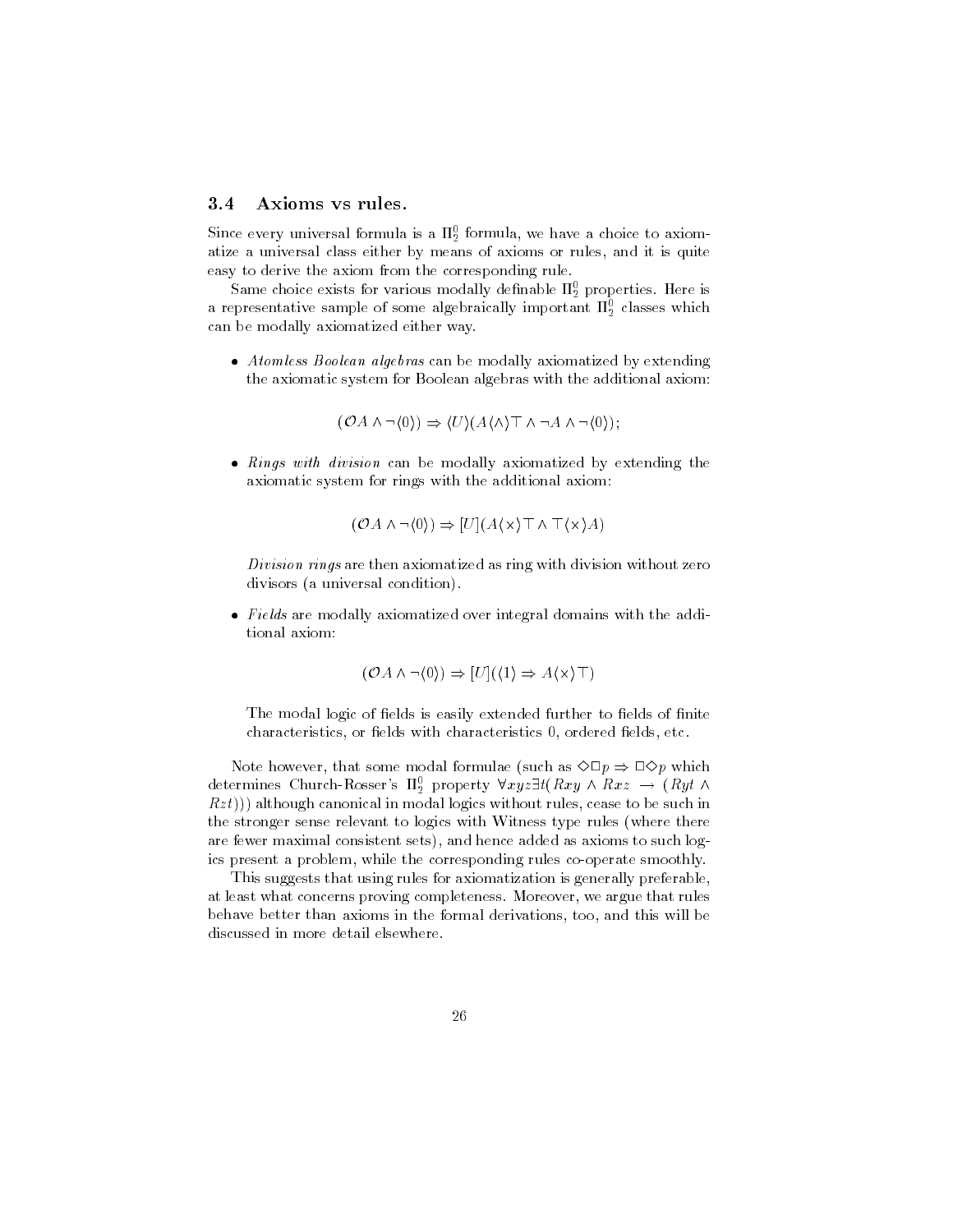### 3.4 Axioms vs rules.

Since every universal formula is a $\Pi_2^0$ formula, we have a choice to axiomatize a universal class either by means of axioms or rules, and it is quite easy to derive the axiom from the corresponding rule.

Same choice exists for various modally definable $\Pi_2^0$ properties. Here is a representative sample of some algebraically important $\Pi_2^0$ classes which can be modally axiomatized either way.

- *Atomless Boolean algebras* can be modally axiomatized by extending the axiomatic system for Boolean algebras with the additional axiom:

$$(\mathcal{O}A \wedge \neg\langle 0 \rangle) \Rightarrow \langle U \rangle (A \langle \wedge \rangle \top \wedge \neg A \wedge \neg \langle 0 \rangle);$$

- *Rings with division* can be modally axiomatized by extending the axiomatic system for rings with the additional axiom:

$$(\mathcal{O}A \wedge \neg\langle 0 \rangle) \Rightarrow [U](A \langle \times \rangle \top \wedge \top \langle \times \rangle A)$$

  *Division rings* are then axiomatized as ring with division without zero divisors (a universal condition).

- *Fields* are modally axiomatized over integral domains with the additional axiom:

$$(\mathcal{O}A \wedge \neg\langle 0 \rangle) \Rightarrow [U](\langle 1 \rangle \Rightarrow A \langle \times \rangle \top)$$

  The modal logic of fields is easily extended further to fields of finite characteristics, or fields with characteristics 0, ordered fields, etc.

Note however, that some modal formulae (such as $\Diamond\Box p \Rightarrow \Box\Diamond p$ which determines Church-Rosser's $\Pi_2^0$ property $\forall xyz \exists t (Rxy \wedge Rxz \rightarrow (Ryt \wedge Rzt)))$ although canonical in modal logics without rules, cease to be such in the stronger sense relevant to logics with Witness type rules (where there are fewer maximal consistent sets), and hence added as axioms to such logics present a problem, while the corresponding rules co-operate smoothly.

This suggests that using rules for axiomatization is generally preferable, at least what concerns proving completeness. Moreover, we argue that rules behave better than axioms in the formal derivations, too, and this will be discussed in more detail elsewhere.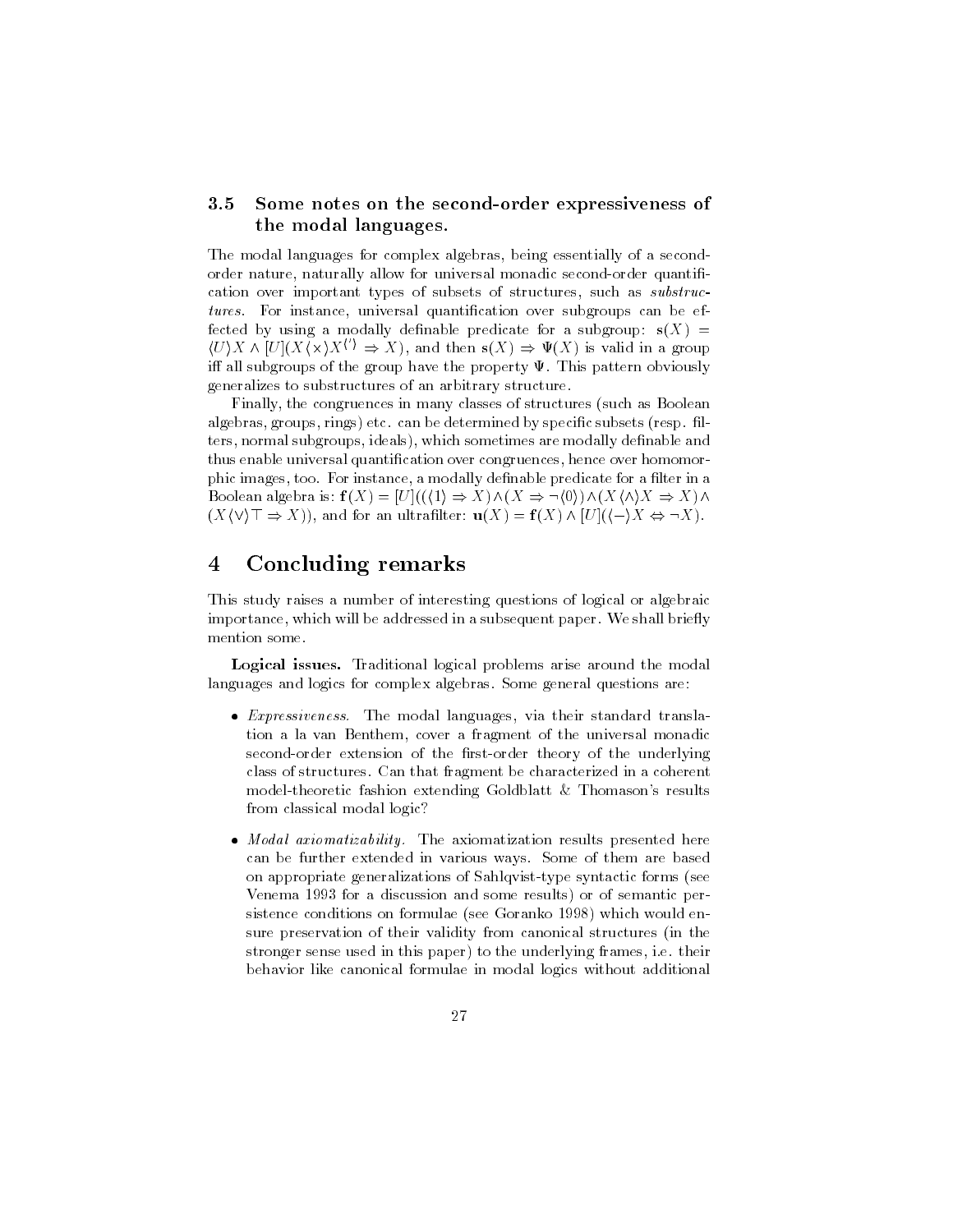### 3.5 Some notes on the second-order expressiveness of the modal languages.

The modal languages for complex algebras, being essentially of a second-order nature, naturally allow for universal monadic second-order quantification over important types of subsets of structures, such as *substructures*. For instance, universal quantification over subgroups can be effected by using a modally definable predicate for a subgroup: $\mathbf{s}(X) = \langle U \rangle X \wedge [U](X \langle \times \rangle X^{\langle ' \rangle} \Rightarrow X)$, and then $\mathbf{s}(X) \Rightarrow \Psi(X)$ is valid in a group iff all subgroups of the group have the property $\Psi$. This pattern obviously generalizes to substructures of an arbitrary structure.

Finally, the congruences in many classes of structures (such as Boolean algebras, groups, rings) etc. can be determined by specific subsets (resp. filters, normal subgroups, ideals), which sometimes are modally definable and thus enable universal quantification over congruences, hence over homomorphic images, too. For instance, a modally definable predicate for a filter in a Boolean algebra is: $\mathbf{f}(X) = [U]((\langle 1 \rangle \Rightarrow X) \wedge (X \Rightarrow \neg \langle 0 \rangle) \wedge (X \langle \wedge \rangle X \Rightarrow X) \wedge (X \langle \vee \rangle \top \Rightarrow X))$, and for an ultrafilter: $\mathbf{u}(X) = \mathbf{f}(X) \wedge [U](\langle - \rangle X \Leftrightarrow \neg X)$.

# 4 Concluding remarks

This study raises a number of interesting questions of logical or algebraic importance, which will be addressed in a subsequent paper. We shall briefly mention some.

**Logical issues.** Traditional logical problems arise around the modal languages and logics for complex algebras. Some general questions are:

- *Expressiveness.* The modal languages, via their standard translation a la van Benthem, cover a fragment of the universal monadic second-order extension of the first-order theory of the underlying class of structures. Can that fragment be characterized in a coherent model-theoretic fashion extending Goldblatt & Thomason's results from classical modal logic?

- *Modal axiomatizability.* The axiomatization results presented here can be further extended in various ways. Some of them are based on appropriate generalizations of Sahlqvist-type syntactic forms (see Venema 1993 for a discussion and some results) or of semantic persistence conditions on formulae (see Goranko 1998) which would ensure preservation of their validity from canonical structures (in the stronger sense used in this paper) to the underlying frames, i.e. their behavior like canonical formulae in modal logics without additional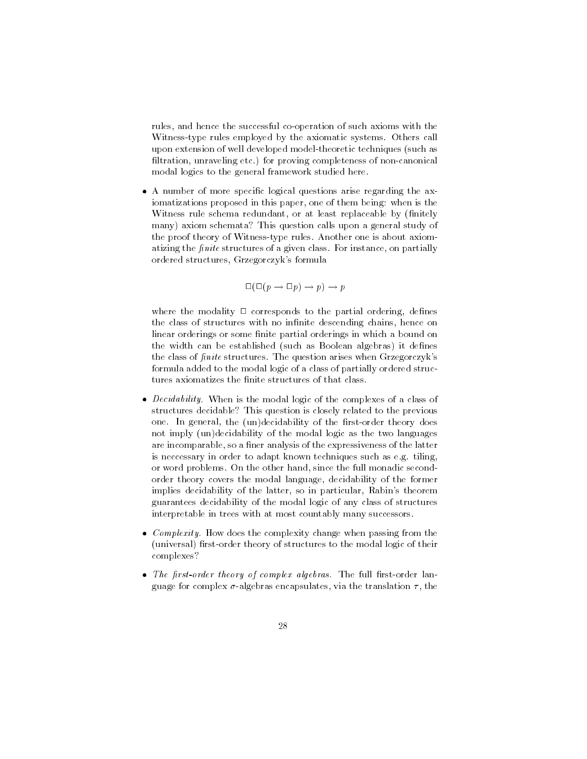rules, and hence the successful co-operation of such axioms with the Witness-type rules employed by the axiomatic systems. Others call upon extension of well developed model-theoretic techniques (such as filtration, unraveling etc.) for proving completeness of non-canonical modal logics to the general framework studied here.

- A number of more specific logical questions arise regarding the axiomatizations proposed in this paper, one of them being: when is the Witness rule schema redundant, or at least replaceable by (finitely many) axiom schemata? This question calls upon a general study of the proof theory of Witness-type rules. Another one is about axiomatizing the *finite* structures of a given class. For instance, on partially ordered structures, Grzegorczyk's formula

$$\Box(\Box(p \to \Box p) \to p) \to p$$

where the modality $\Box$ corresponds to the partial ordering, defines the class of structures with no infinite descending chains, hence on linear orderings or some finite partial orderings in which a bound on the width can be established (such as Boolean algebras) it defines the class of *finite* structures. The question arises when Grzegorczyk's formula added to the modal logic of a class of partially ordered structures axiomatizes the finite structures of that class.

- *Decidability.* When is the modal logic of the complexes of a class of structures decidable? This question is closely related to the previous one. In general, the (un)decidability of the first-order theory does not imply (un)decidability of the modal logic as the two languages are incomparable, so a finer analysis of the expressiveness of the latter is neccessary in order to adapt known techniques such as e.g. tiling, or word problems. On the other hand, since the full monadic second-order theory covers the modal language, decidability of the former implies decidability of the latter, so in particular, Rabin's theorem guarantees decidability of the modal logic of any class of structures interpretable in trees with at most countably many successors.

- *Complexity.* How does the complexity change when passing from the (universal) first-order theory of structures to the modal logic of their complexes?

- *The first-order theory of complex algebras.* The full first-order language for complex $\sigma$-algebras encapsulates, via the translation $\tau$, the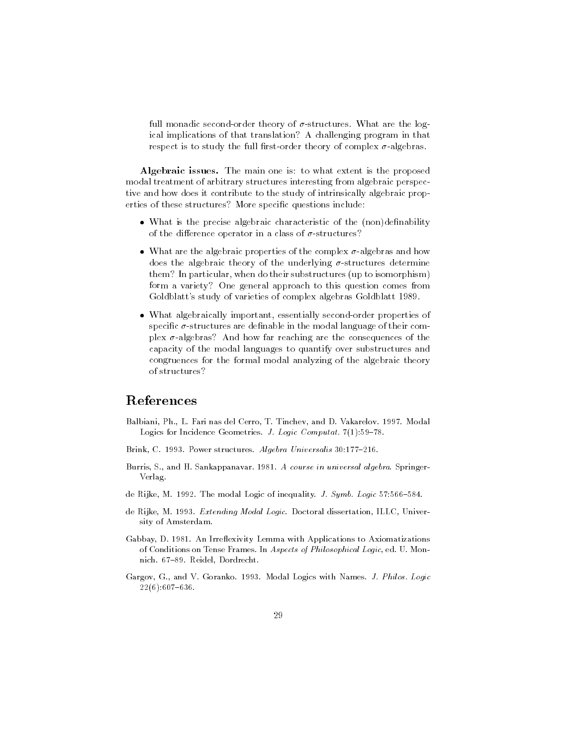full monadic second-order theory of $\sigma$-structures. What are the logical implications of that translation? A challenging program in that respect is to study the full first-order theory of complex $\sigma$-algebras.

**Algebraic issues.** The main one is: to what extent is the proposed modal treatment of arbitrary structures interesting from algebraic perspective and how does it contribute to the study of intrinsically algebraic properties of these structures? More specific questions include:

- What is the precise algebraic characteristic of the (non)definability of the difference operator in a class of $\sigma$-structures?
- What are the algebraic properties of the complex $\sigma$-algebras and how does the algebraic theory of the underlying $\sigma$-structures determine them? In particular, when do their substructures (up to isomorphism) form a variety? One general approach to this question comes from Goldblatt's study of varieties of complex algebras Goldblatt 1989.
- What algebraically important, essentially second-order properties of specific $\sigma$-structures are definable in the modal language of their complex $\sigma$-algebras? And how far reaching are the consequences of the capacity of the modal languages to quantify over substructures and congruences for the formal modal analyzing of the algebraic theory of structures?

# References

Balbiani, Ph., L. Fari nas del Cerro, T. Tinchev, and D. Vakarelov. 1997. Modal Logics for Incidence Geometries. *J. Logic Computat.* 7(1):59–78.

Brink, C. 1993. Power structures. *Algebra Universalis* 30:177–216.

Burris, S., and H. Sankappanavar. 1981. *A course in universal algebra*. Springer-Verlag.

de Rijke, M. 1992. The modal Logic of inequality. *J. Symb. Logic* 57:566–584.

de Rijke, M. 1993. *Extending Modal Logic*. Doctoral dissertation, ILLC, University of Amsterdam.

Gabbay, D. 1981. An Irreflexivity Lemma with Applications to Axiomatizations of Conditions on Tense Frames. In *Aspects of Philosophical Logic*, ed. U. Monnich. 67–89. Reidel, Dordrecht.

Gargov, G., and V. Goranko. 1993. Modal Logics with Names. *J. Philos. Logic* 22(6):607–636.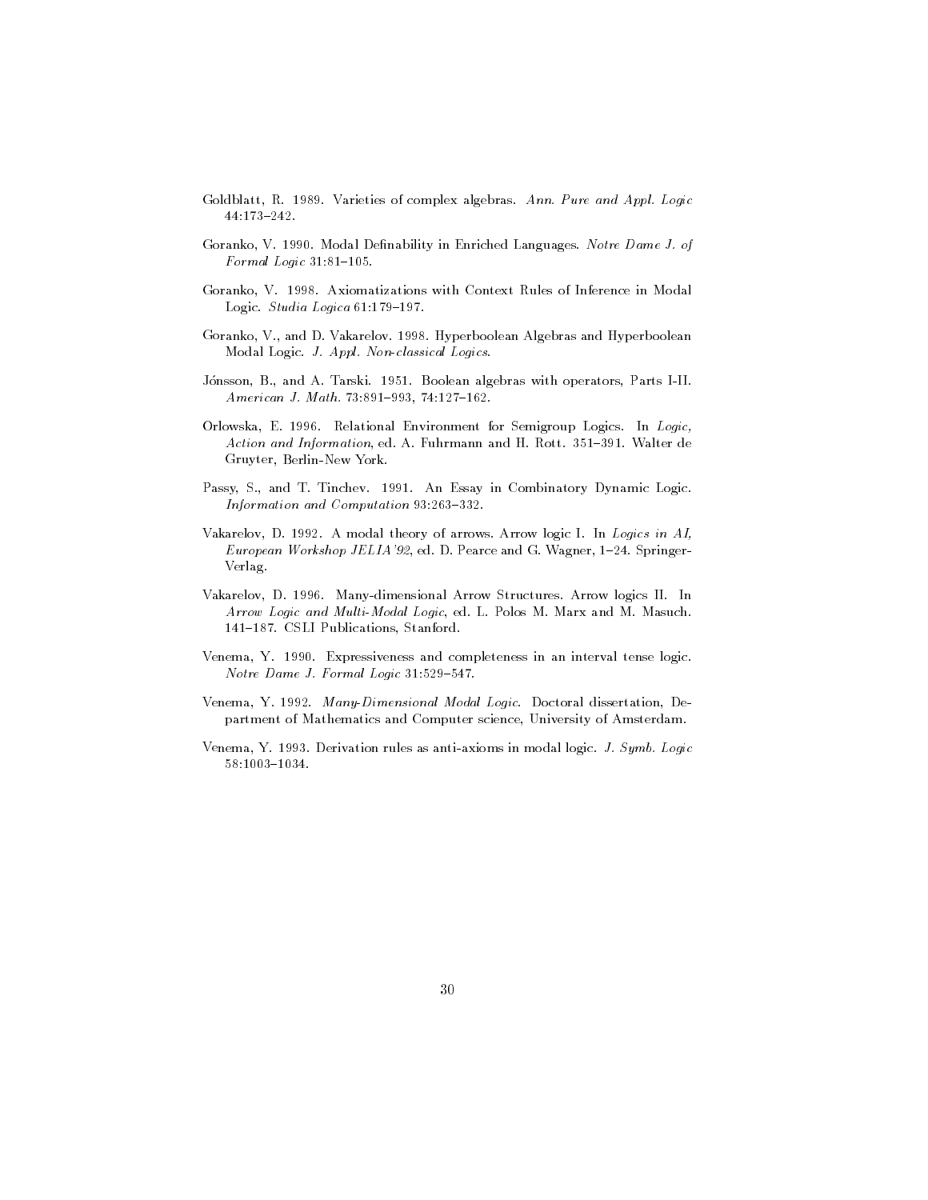Goldblatt, R. 1989. Varieties of complex algebras. *Ann. Pure and Appl. Logic* 44:173–242.

Goranko, V. 1990. Modal Definability in Enriched Languages. *Notre Dame J. of Formal Logic* 31:81–105.

Goranko, V. 1998. Axiomatizations with Context Rules of Inference in Modal Logic. *Studia Logica* 61:179–197.

Goranko, V., and D. Vakarelov. 1998. Hyperboolean Algebras and Hyperboolean Modal Logic. *J. Appl. Non-classical Logics*.

Jónsson, B., and A. Tarski. 1951. Boolean algebras with operators, Parts I-II. *American J. Math.* 73:891–993, 74:127–162.

Orlowska, E. 1996. Relational Environment for Semigroup Logics. In *Logic, Action and Information*, ed. A. Fuhrmann and H. Rott. 351–391. Walter de Gruyter, Berlin-New York.

Passy, S., and T. Tinchev. 1991. An Essay in Combinatory Dynamic Logic. *Information and Computation* 93:263–332.

Vakarelov, D. 1992. A modal theory of arrows. Arrow logic I. In *Logics in AI, European Workshop JELIA'92*, ed. D. Pearce and G. Wagner, 1–24. Springer-Verlag.

Vakarelov, D. 1996. Many-dimensional Arrow Structures. Arrow logics II. In *Arrow Logic and Multi-Modal Logic*, ed. L. Polos M. Marx and M. Masuch. 141–187. CSLI Publications, Stanford.

Venema, Y. 1990. Expressiveness and completeness in an interval tense logic. *Notre Dame J. Formal Logic* 31:529–547.

Venema, Y. 1992. *Many-Dimensional Modal Logic*. Doctoral dissertation, Department of Mathematics and Computer science, University of Amsterdam.

Venema, Y. 1993. Derivation rules as anti-axioms in modal logic. *J. Symb. Logic* 58:1003–1034.